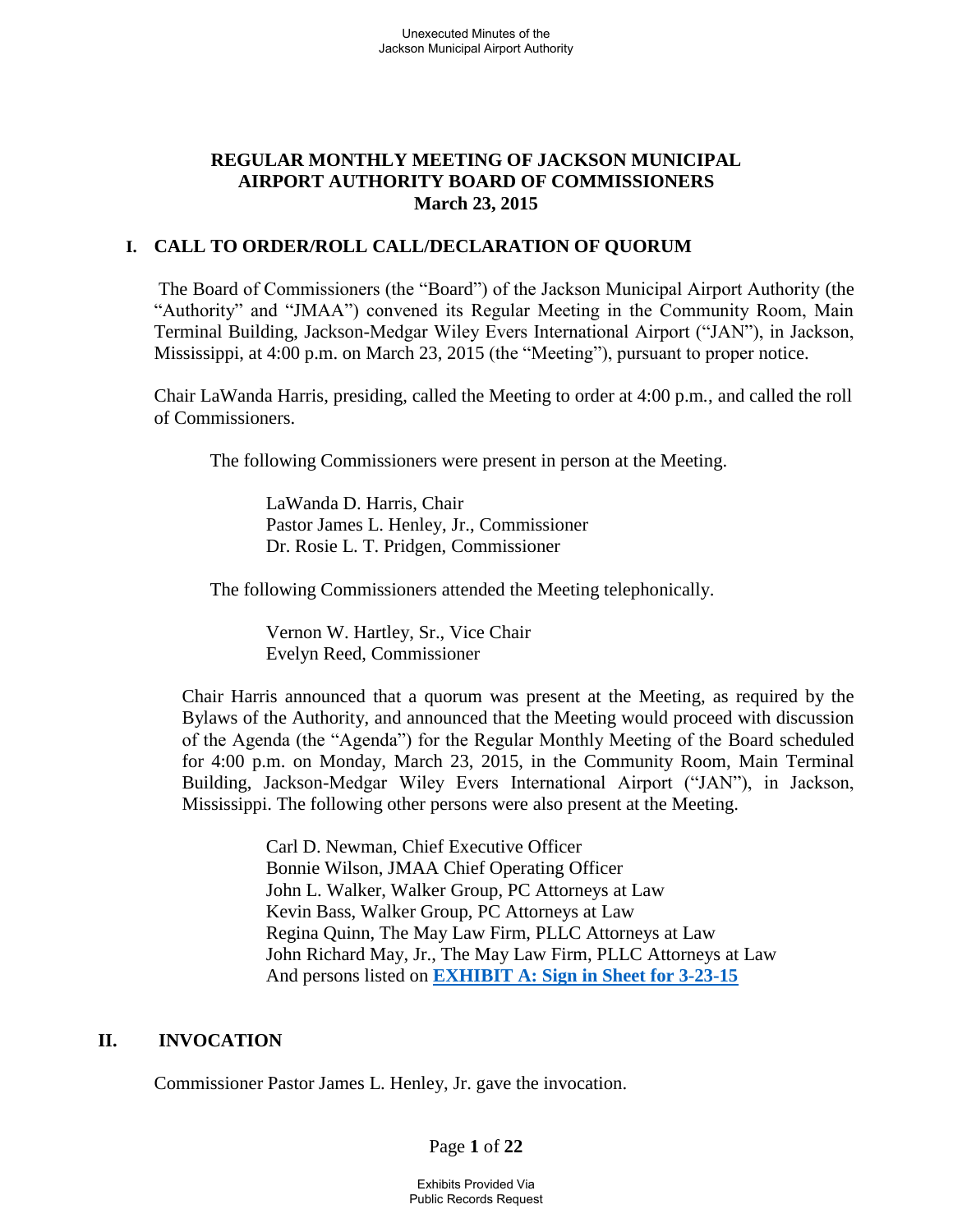# REGULAR MONTHLY MEETING OF JACKSON MUNICIPAL AIRPORT AUTHORITY BOARD OF COMMISSIONERS
## March 23, 2015

### I. CALL TO ORDER/ROLL CALL/DECLARATION OF QUORUM

The Board of Commissioners (the "Board") of the Jackson Municipal Airport Authority (the "Authority" and "JMAA") convened its Regular Meeting in the Community Room, Main Terminal Building, Jackson-Medgar Wiley Evers International Airport ("JAN"), in Jackson, Mississippi, at 4:00 p.m. on March 23, 2015 (the "Meeting"), pursuant to proper notice.

Chair LaWanda Harris, presiding, called the Meeting to order at 4:00 p.m., and called the roll of Commissioners.

The following Commissioners were present in person at the Meeting.

LaWanda D. Harris, Chair
Pastor James L. Henley, Jr., Commissioner
Dr. Rosie L. T. Pridgen, Commissioner

The following Commissioners attended the Meeting telephonically.

Vernon W. Hartley, Sr., Vice Chair
Evelyn Reed, Commissioner

Chair Harris announced that a quorum was present at the Meeting, as required by the Bylaws of the Authority, and announced that the Meeting would proceed with discussion of the Agenda (the "Agenda") for the Regular Monthly Meeting of the Board scheduled for 4:00 p.m. on Monday, March 23, 2015, in the Community Room, Main Terminal Building, Jackson-Medgar Wiley Evers International Airport ("JAN"), in Jackson, Mississippi. The following other persons were also present at the Meeting.

Carl D. Newman, Chief Executive Officer
Bonnie Wilson, JMAA Chief Operating Officer
John L. Walker, Walker Group, PC Attorneys at Law
Kevin Bass, Walker Group, PC Attorneys at Law
Regina Quinn, The May Law Firm, PLLC Attorneys at Law
John Richard May, Jr., The May Law Firm, PLLC Attorneys at Law
And persons listed on **EXHIBIT A: Sign in Sheet for 3-23-15**

### II. INVOCATION

Commissioner Pastor James L. Henley, Jr. gave the invocation.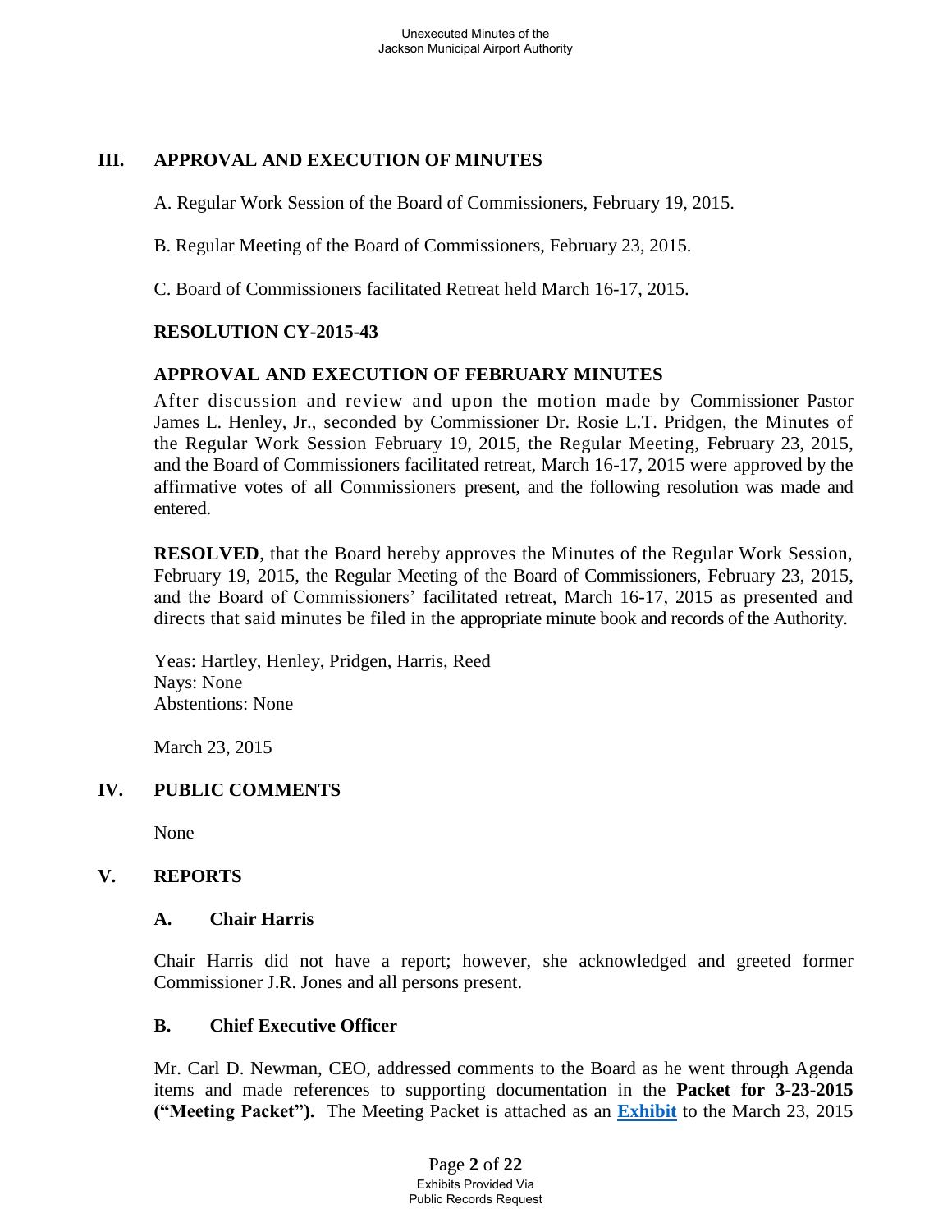## III. APPROVAL AND EXECUTION OF MINUTES

A. Regular Work Session of the Board of Commissioners, February 19, 2015.

B. Regular Meeting of the Board of Commissioners, February 23, 2015.

C. Board of Commissioners facilitated Retreat held March 16-17, 2015.

**RESOLUTION CY-2015-43**

**APPROVAL AND EXECUTION OF FEBRUARY MINUTES**

After discussion and review and upon the motion made by Commissioner Pastor James L. Henley, Jr., seconded by Commissioner Dr. Rosie L.T. Pridgen, the Minutes of the Regular Work Session February 19, 2015, the Regular Meeting, February 23, 2015, and the Board of Commissioners facilitated retreat, March 16-17, 2015 were approved by the affirmative votes of all Commissioners present, and the following resolution was made and entered.

**RESOLVED**, that the Board hereby approves the Minutes of the Regular Work Session, February 19, 2015, the Regular Meeting of the Board of Commissioners, February 23, 2015, and the Board of Commissioners' facilitated retreat, March 16-17, 2015 as presented and directs that said minutes be filed in the appropriate minute book and records of the Authority.

Yeas: Hartley, Henley, Pridgen, Harris, Reed
Nays: None
Abstentions: None

March 23, 2015

## IV. PUBLIC COMMENTS

None

## V. REPORTS

### A. Chair Harris

Chair Harris did not have a report; however, she acknowledged and greeted former Commissioner J.R. Jones and all persons present.

### B. Chief Executive Officer

Mr. Carl D. Newman, CEO, addressed comments to the Board as he went through Agenda items and made references to supporting documentation in the **Packet for 3-23-2015 ("Meeting Packet").** The Meeting Packet is attached as an **Exhibit** to the March 23, 2015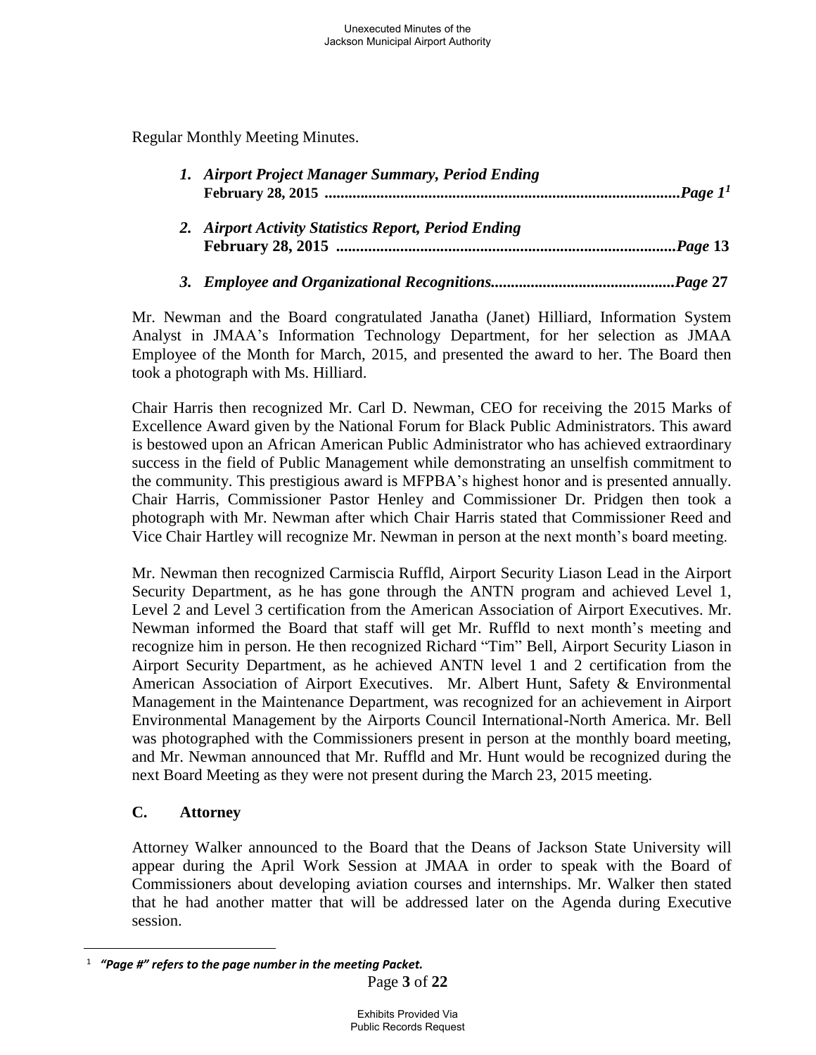Regular Monthly Meeting Minutes.

1. ***Airport Project Manager Summary, Period Ending* February 28, 2015** ........................................................................................*Page 1*[1]

2. ***Airport Activity Statistics Report, Period Ending* February 28, 2015** ...................................................................................*Page* **13**

3. ***Employee and Organizational Recognitions*.............................................*Page* 27**

Mr. Newman and the Board congratulated Janatha (Janet) Hilliard, Information System Analyst in JMAA's Information Technology Department, for her selection as JMAA Employee of the Month for March, 2015, and presented the award to her. The Board then took a photograph with Ms. Hilliard.

Chair Harris then recognized Mr. Carl D. Newman, CEO for receiving the 2015 Marks of Excellence Award given by the National Forum for Black Public Administrators. This award is bestowed upon an African American Public Administrator who has achieved extraordinary success in the field of Public Management while demonstrating an unselfish commitment to the community. This prestigious award is MFPBA's highest honor and is presented annually. Chair Harris, Commissioner Pastor Henley and Commissioner Dr. Pridgen then took a photograph with Mr. Newman after which Chair Harris stated that Commissioner Reed and Vice Chair Hartley will recognize Mr. Newman in person at the next month's board meeting.

Mr. Newman then recognized Carmiscia Ruffld, Airport Security Liason Lead in the Airport Security Department, as he has gone through the ANTN program and achieved Level 1, Level 2 and Level 3 certification from the American Association of Airport Executives. Mr. Newman informed the Board that staff will get Mr. Ruffld to next month's meeting and recognize him in person. He then recognized Richard "Tim" Bell, Airport Security Liason in Airport Security Department, as he achieved ANTN level 1 and 2 certification from the American Association of Airport Executives. Mr. Albert Hunt, Safety & Environmental Management in the Maintenance Department, was recognized for an achievement in Airport Environmental Management by the Airports Council International-North America. Mr. Bell was photographed with the Commissioners present in person at the monthly board meeting, and Mr. Newman announced that Mr. Ruffld and Mr. Hunt would be recognized during the next Board Meeting as they were not present during the March 23, 2015 meeting.

### C. Attorney

Attorney Walker announced to the Board that the Deans of Jackson State University will appear during the April Work Session at JMAA in order to speak with the Board of Commissioners about developing aviation courses and internships. Mr. Walker then stated that he had another matter that will be addressed later on the Agenda during Executive session.

---

[1] ***"Page #" refers to the page number in the meeting Packet.***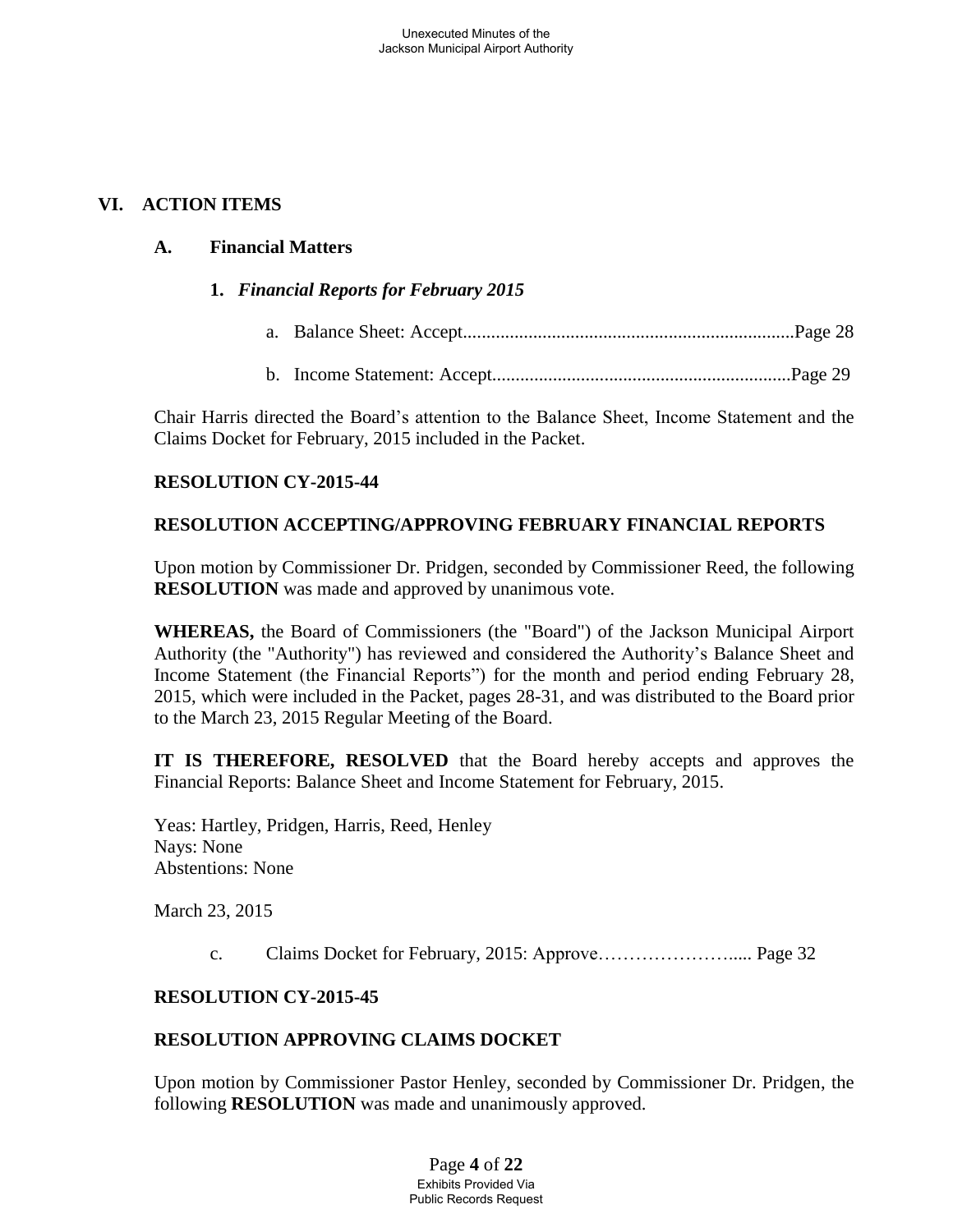## VI. ACTION ITEMS

### A. Financial Matters

#### 1. *Financial Reports for February 2015*

a. Balance Sheet: Accept.......................................................................Page 28

b. Income Statement: Accept................................................................Page 29

Chair Harris directed the Board's attention to the Balance Sheet, Income Statement and the Claims Docket for February, 2015 included in the Packet.

**RESOLUTION CY-2015-44**

**RESOLUTION ACCEPTING/APPROVING FEBRUARY FINANCIAL REPORTS**

Upon motion by Commissioner Dr. Pridgen, seconded by Commissioner Reed, the following **RESOLUTION** was made and approved by unanimous vote.

**WHEREAS,** the Board of Commissioners (the "Board") of the Jackson Municipal Airport Authority (the "Authority") has reviewed and considered the Authority's Balance Sheet and Income Statement (the Financial Reports") for the month and period ending February 28, 2015, which were included in the Packet, pages 28-31, and was distributed to the Board prior to the March 23, 2015 Regular Meeting of the Board.

**IT IS THEREFORE, RESOLVED** that the Board hereby accepts and approves the Financial Reports: Balance Sheet and Income Statement for February, 2015.

Yeas: Hartley, Pridgen, Harris, Reed, Henley
Nays: None
Abstentions: None

March 23, 2015

c. Claims Docket for February, 2015: Approve…………………..... Page 32

**RESOLUTION CY-2015-45**

**RESOLUTION APPROVING CLAIMS DOCKET**

Upon motion by Commissioner Pastor Henley, seconded by Commissioner Dr. Pridgen, the following **RESOLUTION** was made and unanimously approved.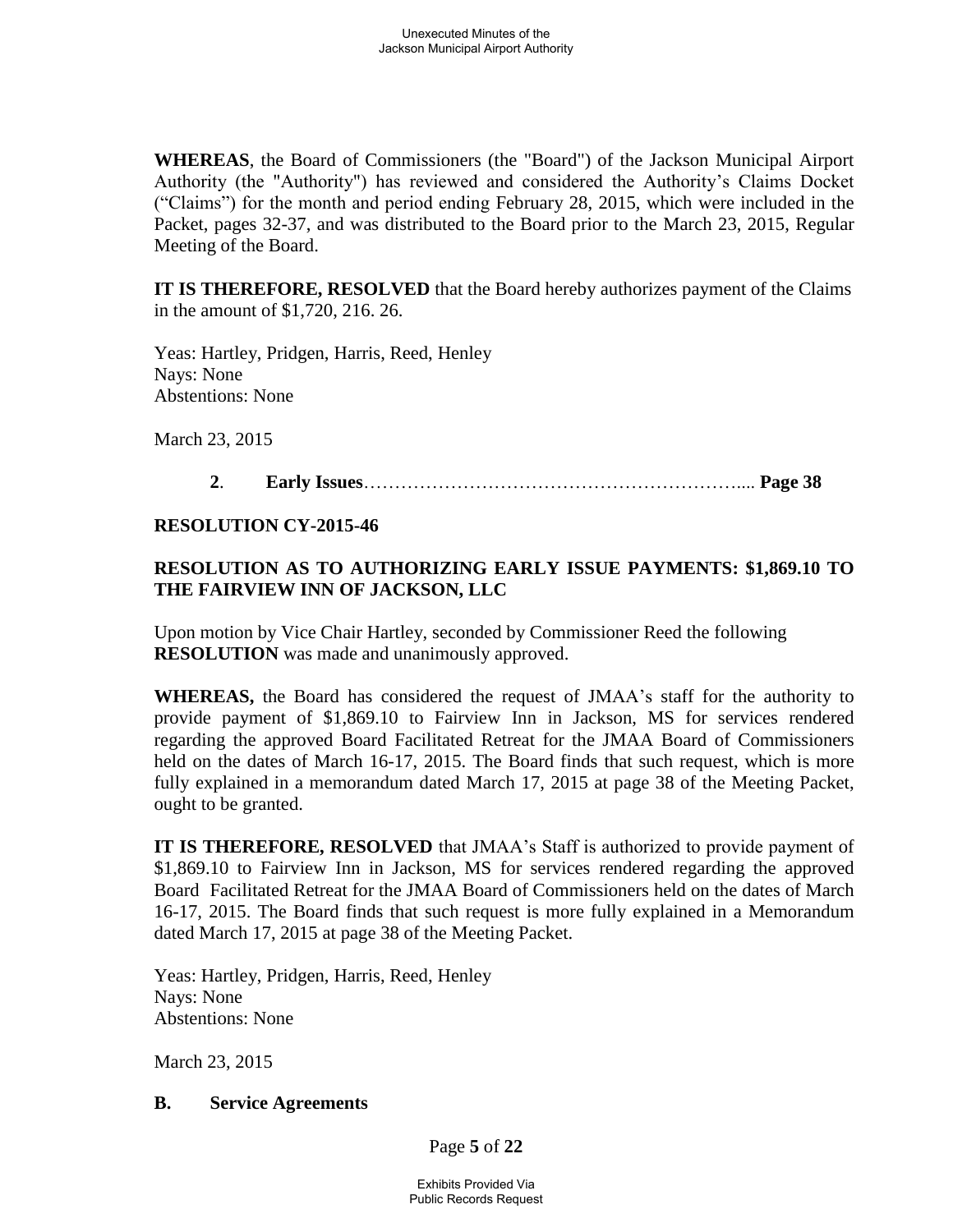**WHEREAS**, the Board of Commissioners (the "Board") of the Jackson Municipal Airport Authority (the "Authority") has reviewed and considered the Authority's Claims Docket ("Claims") for the month and period ending February 28, 2015, which were included in the Packet, pages 32-37, and was distributed to the Board prior to the March 23, 2015, Regular Meeting of the Board.

**IT IS THEREFORE, RESOLVED** that the Board hereby authorizes payment of the Claims in the amount of $1,720, 216. 26.

Yeas: Hartley, Pridgen, Harris, Reed, Henley
Nays: None
Abstentions: None

March 23, 2015

**2. Early Issues**……………………………………………………..... **Page 38**

**RESOLUTION CY-2015-46**

**RESOLUTION AS TO AUTHORIZING EARLY ISSUE PAYMENTS: $1,869.10 TO THE FAIRVIEW INN OF JACKSON, LLC**

Upon motion by Vice Chair Hartley, seconded by Commissioner Reed the following **RESOLUTION** was made and unanimously approved.

**WHEREAS,** the Board has considered the request of JMAA's staff for the authority to provide payment of $1,869.10 to Fairview Inn in Jackson, MS for services rendered regarding the approved Board Facilitated Retreat for the JMAA Board of Commissioners held on the dates of March 16-17, 2015. The Board finds that such request, which is more fully explained in a memorandum dated March 17, 2015 at page 38 of the Meeting Packet, ought to be granted.

**IT IS THEREFORE, RESOLVED** that JMAA's Staff is authorized to provide payment of $1,869.10 to Fairview Inn in Jackson, MS for services rendered regarding the approved Board Facilitated Retreat for the JMAA Board of Commissioners held on the dates of March 16-17, 2015. The Board finds that such request is more fully explained in a Memorandum dated March 17, 2015 at page 38 of the Meeting Packet.

Yeas: Hartley, Pridgen, Harris, Reed, Henley
Nays: None
Abstentions: None

March 23, 2015

**B. Service Agreements**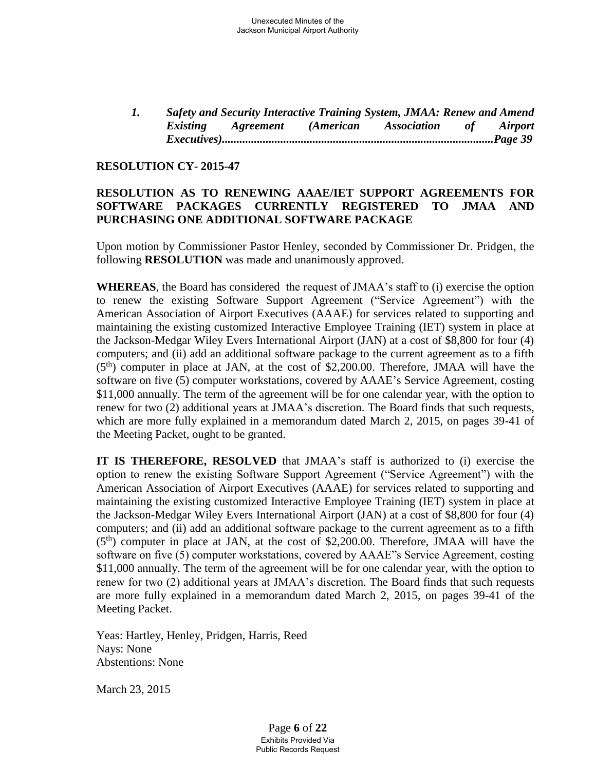*1. Safety and Security Interactive Training System, JMAA: Renew and Amend Existing Agreement (American Association of Airport Executives)..........................................................................................Page 39*

**RESOLUTION CY- 2015-47**

**RESOLUTION AS TO RENEWING AAAE/IET SUPPORT AGREEMENTS FOR SOFTWARE PACKAGES CURRENTLY REGISTERED TO JMAA AND PURCHASING ONE ADDITIONAL SOFTWARE PACKAGE**

Upon motion by Commissioner Pastor Henley, seconded by Commissioner Dr. Pridgen, the following **RESOLUTION** was made and unanimously approved.

**WHEREAS**, the Board has considered the request of JMAA's staff to (i) exercise the option to renew the existing Software Support Agreement ("Service Agreement") with the American Association of Airport Executives (AAAE) for services related to supporting and maintaining the existing customized Interactive Employee Training (IET) system in place at the Jackson-Medgar Wiley Evers International Airport (JAN) at a cost of $8,800 for four (4) computers; and (ii) add an additional software package to the current agreement as to a fifth (5th) computer in place at JAN, at the cost of $2,200.00. Therefore, JMAA will have the software on five (5) computer workstations, covered by AAAE's Service Agreement, costing $11,000 annually. The term of the agreement will be for one calendar year, with the option to renew for two (2) additional years at JMAA's discretion. The Board finds that such requests, which are more fully explained in a memorandum dated March 2, 2015, on pages 39-41 of the Meeting Packet, ought to be granted.

**IT IS THEREFORE, RESOLVED** that JMAA's staff is authorized to (i) exercise the option to renew the existing Software Support Agreement ("Service Agreement") with the American Association of Airport Executives (AAAE) for services related to supporting and maintaining the existing customized Interactive Employee Training (IET) system in place at the Jackson-Medgar Wiley Evers International Airport (JAN) at a cost of $8,800 for four (4) computers; and (ii) add an additional software package to the current agreement as to a fifth (5th) computer in place at JAN, at the cost of $2,200.00. Therefore, JMAA will have the software on five (5) computer workstations, covered by AAAE"s Service Agreement, costing $11,000 annually. The term of the agreement will be for one calendar year, with the option to renew for two (2) additional years at JMAA's discretion. The Board finds that such requests are more fully explained in a memorandum dated March 2, 2015, on pages 39-41 of the Meeting Packet.

Yeas: Hartley, Henley, Pridgen, Harris, Reed
Nays: None
Abstentions: None

March 23, 2015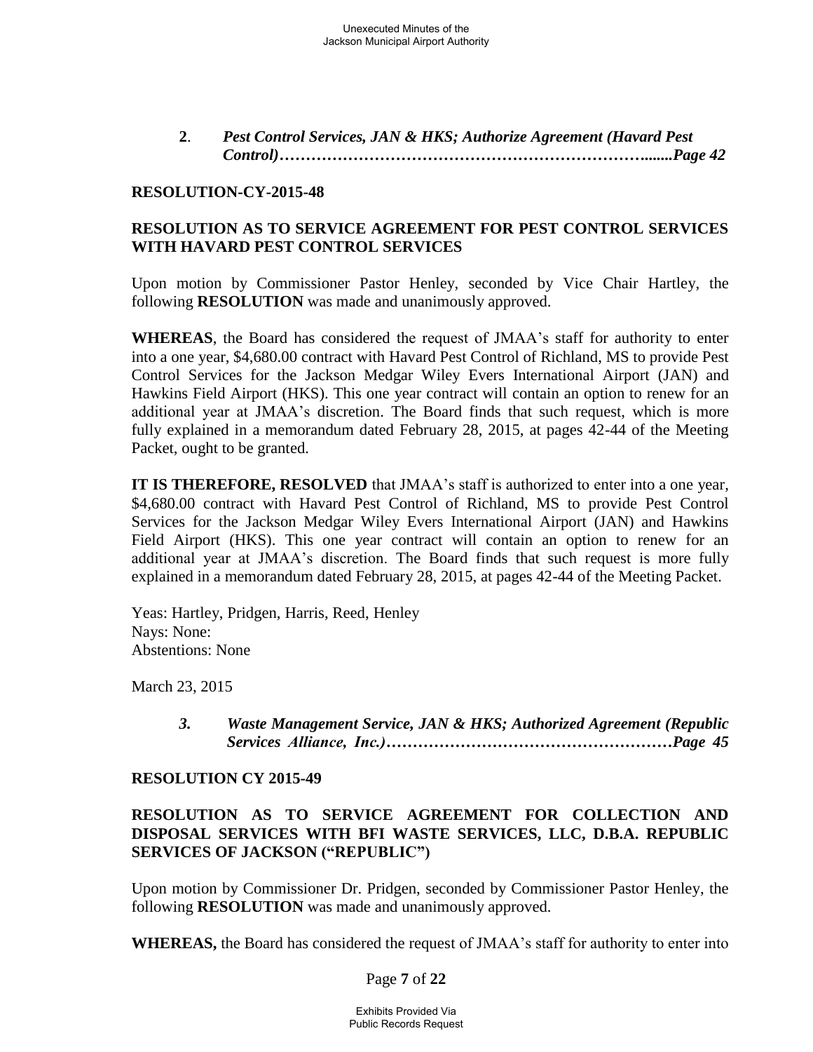**2**. ***Pest Control Services, JAN & HKS; Authorize Agreement (Havard Pest Control)…………………………………………………………….......Page 42***

**RESOLUTION-CY-2015-48**

**RESOLUTION AS TO SERVICE AGREEMENT FOR PEST CONTROL SERVICES WITH HAVARD PEST CONTROL SERVICES**

Upon motion by Commissioner Pastor Henley, seconded by Vice Chair Hartley, the following **RESOLUTION** was made and unanimously approved.

**WHEREAS**, the Board has considered the request of JMAA's staff for authority to enter into a one year, $4,680.00 contract with Havard Pest Control of Richland, MS to provide Pest Control Services for the Jackson Medgar Wiley Evers International Airport (JAN) and Hawkins Field Airport (HKS). This one year contract will contain an option to renew for an additional year at JMAA's discretion. The Board finds that such request, which is more fully explained in a memorandum dated February 28, 2015, at pages 42-44 of the Meeting Packet, ought to be granted.

**IT IS THEREFORE, RESOLVED** that JMAA's staff is authorized to enter into a one year, $4,680.00 contract with Havard Pest Control of Richland, MS to provide Pest Control Services for the Jackson Medgar Wiley Evers International Airport (JAN) and Hawkins Field Airport (HKS). This one year contract will contain an option to renew for an additional year at JMAA's discretion. The Board finds that such request is more fully explained in a memorandum dated February 28, 2015, at pages 42-44 of the Meeting Packet.

Yeas: Hartley, Pridgen, Harris, Reed, Henley
Nays: None:
Abstentions: None

March 23, 2015

***3. Waste Management Service, JAN & HKS; Authorized Agreement (Republic Services Alliance, Inc.)………………………………………………Page 45***

**RESOLUTION CY 2015-49**

**RESOLUTION AS TO SERVICE AGREEMENT FOR COLLECTION AND DISPOSAL SERVICES WITH BFI WASTE SERVICES, LLC, D.B.A. REPUBLIC SERVICES OF JACKSON ("REPUBLIC")**

Upon motion by Commissioner Dr. Pridgen, seconded by Commissioner Pastor Henley, the following **RESOLUTION** was made and unanimously approved.

**WHEREAS,** the Board has considered the request of JMAA's staff for authority to enter into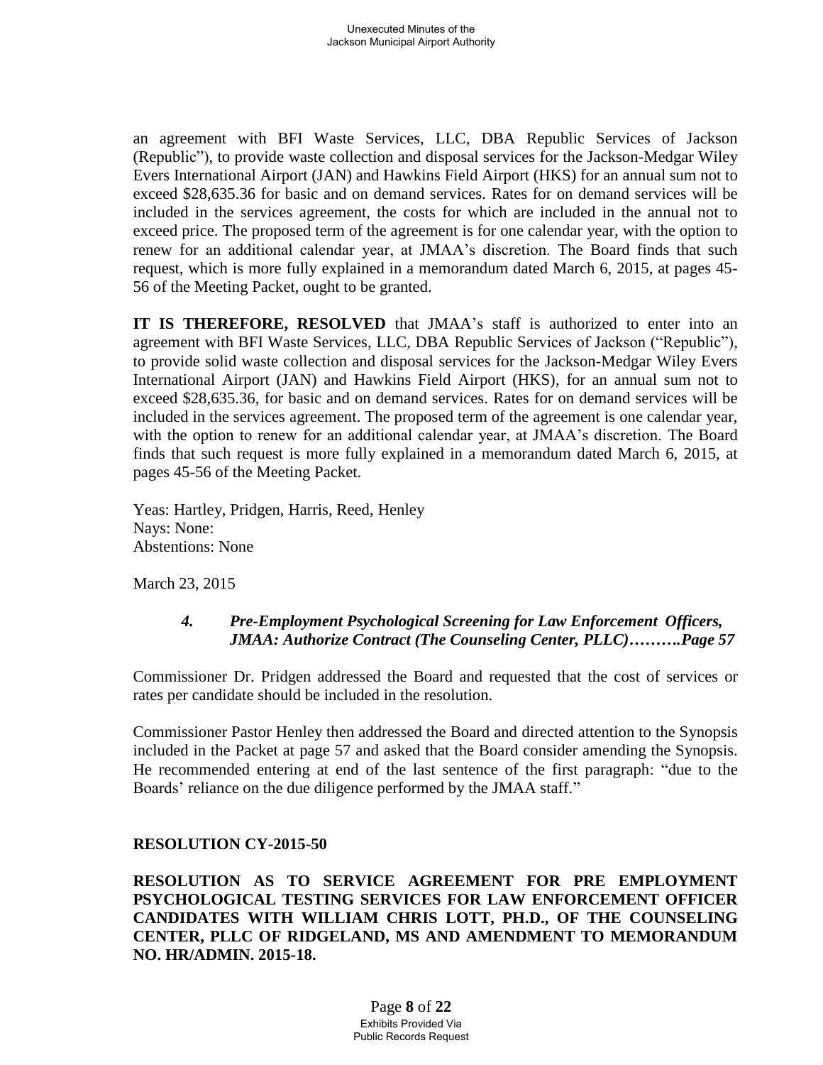an agreement with BFI Waste Services, LLC, DBA Republic Services of Jackson (Republic"), to provide waste collection and disposal services for the Jackson-Medgar Wiley Evers International Airport (JAN) and Hawkins Field Airport (HKS) for an annual sum not to exceed $28,635.36 for basic and on demand services. Rates for on demand services will be included in the services agreement, the costs for which are included in the annual not to exceed price. The proposed term of the agreement is for one calendar year, with the option to renew for an additional calendar year, at JMAA's discretion. The Board finds that such request, which is more fully explained in a memorandum dated March 6, 2015, at pages 45-56 of the Meeting Packet, ought to be granted.

**IT IS THEREFORE, RESOLVED** that JMAA's staff is authorized to enter into an agreement with BFI Waste Services, LLC, DBA Republic Services of Jackson ("Republic"), to provide solid waste collection and disposal services for the Jackson-Medgar Wiley Evers International Airport (JAN) and Hawkins Field Airport (HKS), for an annual sum not to exceed $28,635.36, for basic and on demand services. Rates for on demand services will be included in the services agreement. The proposed term of the agreement is one calendar year, with the option to renew for an additional calendar year, at JMAA's discretion. The Board finds that such request is more fully explained in a memorandum dated March 6, 2015, at pages 45-56 of the Meeting Packet.

Yeas: Hartley, Pridgen, Harris, Reed, Henley
Nays: None:
Abstentions: None

March 23, 2015

> ***4. Pre-Employment Psychological Screening for Law Enforcement Officers, JMAA: Authorize Contract (The Counseling Center, PLLC)……….Page 57***

Commissioner Dr. Pridgen addressed the Board and requested that the cost of services or rates per candidate should be included in the resolution.

Commissioner Pastor Henley then addressed the Board and directed attention to the Synopsis included in the Packet at page 57 and asked that the Board consider amending the Synopsis. He recommended entering at end of the last sentence of the first paragraph: "due to the Boards' reliance on the due diligence performed by the JMAA staff."

**RESOLUTION CY-2015-50**

**RESOLUTION AS TO SERVICE AGREEMENT FOR PRE EMPLOYMENT PSYCHOLOGICAL TESTING SERVICES FOR LAW ENFORCEMENT OFFICER CANDIDATES WITH WILLIAM CHRIS LOTT, PH.D., OF THE COUNSELING CENTER, PLLC OF RIDGELAND, MS AND AMENDMENT TO MEMORANDUM NO. HR/ADMIN. 2015-18.**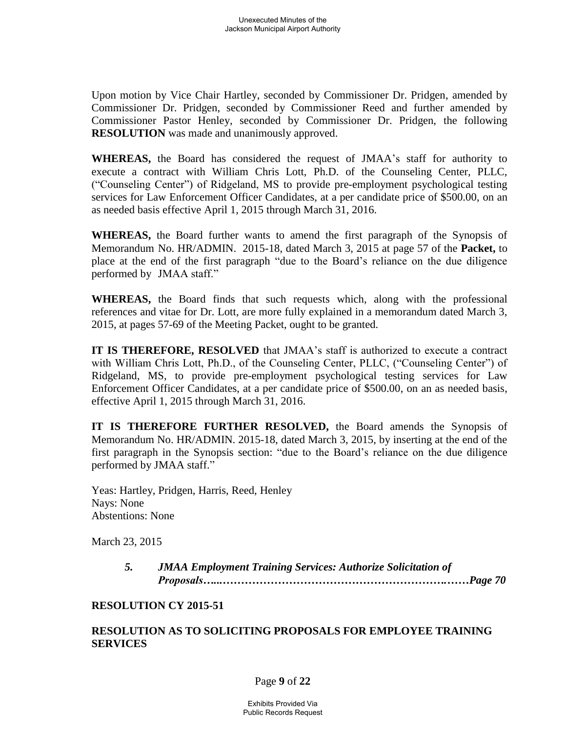Upon motion by Vice Chair Hartley, seconded by Commissioner Dr. Pridgen, amended by Commissioner Dr. Pridgen, seconded by Commissioner Reed and further amended by Commissioner Pastor Henley, seconded by Commissioner Dr. Pridgen, the following **RESOLUTION** was made and unanimously approved.

**WHEREAS,** the Board has considered the request of JMAA's staff for authority to execute a contract with William Chris Lott, Ph.D. of the Counseling Center, PLLC, ("Counseling Center") of Ridgeland, MS to provide pre-employment psychological testing services for Law Enforcement Officer Candidates, at a per candidate price of $500.00, on an as needed basis effective April 1, 2015 through March 31, 2016.

**WHEREAS,** the Board further wants to amend the first paragraph of the Synopsis of Memorandum No. HR/ADMIN. 2015-18, dated March 3, 2015 at page 57 of the **Packet,** to place at the end of the first paragraph "due to the Board's reliance on the due diligence performed by JMAA staff."

**WHEREAS,** the Board finds that such requests which, along with the professional references and vitae for Dr. Lott, are more fully explained in a memorandum dated March 3, 2015, at pages 57-69 of the Meeting Packet, ought to be granted.

**IT IS THEREFORE, RESOLVED** that JMAA's staff is authorized to execute a contract with William Chris Lott, Ph.D., of the Counseling Center, PLLC, ("Counseling Center") of Ridgeland, MS, to provide pre-employment psychological testing services for Law Enforcement Officer Candidates, at a per candidate price of $500.00, on an as needed basis, effective April 1, 2015 through March 31, 2016.

**IT IS THEREFORE FURTHER RESOLVED,** the Board amends the Synopsis of Memorandum No. HR/ADMIN. 2015-18, dated March 3, 2015, by inserting at the end of the first paragraph in the Synopsis section: "due to the Board's reliance on the due diligence performed by JMAA staff."

Yeas: Hartley, Pridgen, Harris, Reed, Henley
Nays: None
Abstentions: None

March 23, 2015

> ***5. JMAA Employment Training Services: Authorize Solicitation of Proposals…..…………………………………………………….……Page 70***

**RESOLUTION CY 2015-51**

**RESOLUTION AS TO SOLICITING PROPOSALS FOR EMPLOYEE TRAINING SERVICES**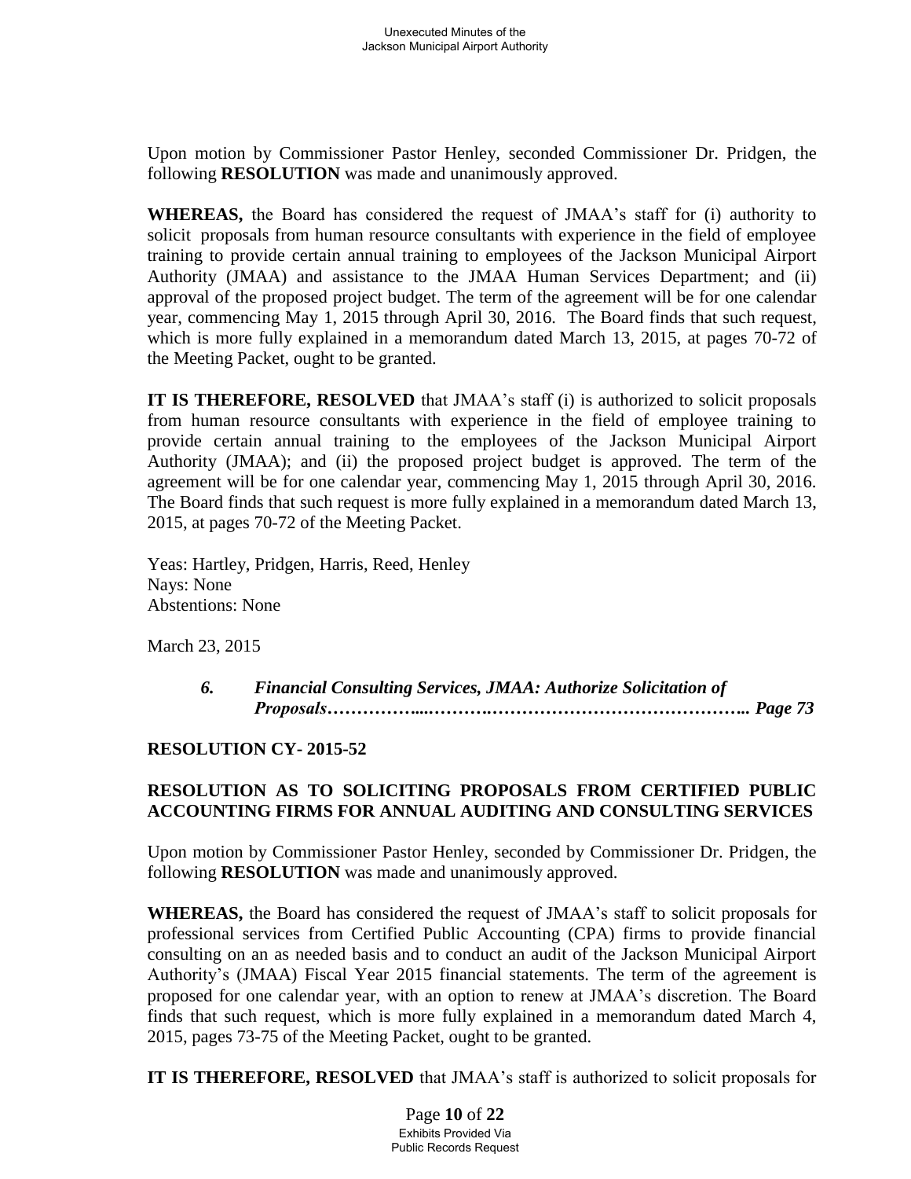Upon motion by Commissioner Pastor Henley, seconded Commissioner Dr. Pridgen, the following **RESOLUTION** was made and unanimously approved.

**WHEREAS,** the Board has considered the request of JMAA's staff for (i) authority to solicit proposals from human resource consultants with experience in the field of employee training to provide certain annual training to employees of the Jackson Municipal Airport Authority (JMAA) and assistance to the JMAA Human Services Department; and (ii) approval of the proposed project budget. The term of the agreement will be for one calendar year, commencing May 1, 2015 through April 30, 2016. The Board finds that such request, which is more fully explained in a memorandum dated March 13, 2015, at pages 70-72 of the Meeting Packet, ought to be granted.

**IT IS THEREFORE, RESOLVED** that JMAA's staff (i) is authorized to solicit proposals from human resource consultants with experience in the field of employee training to provide certain annual training to the employees of the Jackson Municipal Airport Authority (JMAA); and (ii) the proposed project budget is approved. The term of the agreement will be for one calendar year, commencing May 1, 2015 through April 30, 2016. The Board finds that such request is more fully explained in a memorandum dated March 13, 2015, at pages 70-72 of the Meeting Packet.

Yeas: Hartley, Pridgen, Harris, Reed, Henley
Nays: None
Abstentions: None

March 23, 2015

> ***6. Financial Consulting Services, JMAA: Authorize Solicitation of Proposals……………...……….…………………………………….. Page 73***

**RESOLUTION CY- 2015-52**

**RESOLUTION AS TO SOLICITING PROPOSALS FROM CERTIFIED PUBLIC ACCOUNTING FIRMS FOR ANNUAL AUDITING AND CONSULTING SERVICES**

Upon motion by Commissioner Pastor Henley, seconded by Commissioner Dr. Pridgen, the following **RESOLUTION** was made and unanimously approved.

**WHEREAS,** the Board has considered the request of JMAA's staff to solicit proposals for professional services from Certified Public Accounting (CPA) firms to provide financial consulting on an as needed basis and to conduct an audit of the Jackson Municipal Airport Authority's (JMAA) Fiscal Year 2015 financial statements. The term of the agreement is proposed for one calendar year, with an option to renew at JMAA's discretion. The Board finds that such request, which is more fully explained in a memorandum dated March 4, 2015, pages 73-75 of the Meeting Packet, ought to be granted.

**IT IS THEREFORE, RESOLVED** that JMAA's staff is authorized to solicit proposals for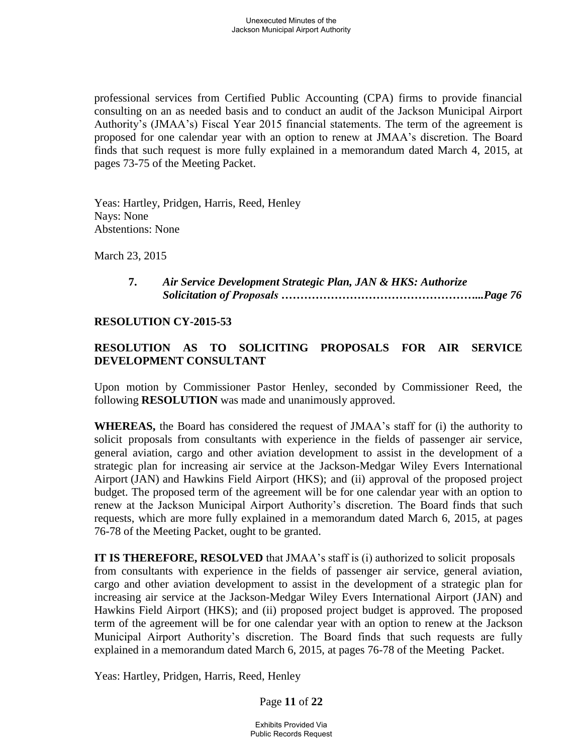professional services from Certified Public Accounting (CPA) firms to provide financial consulting on an as needed basis and to conduct an audit of the Jackson Municipal Airport Authority's (JMAA's) Fiscal Year 2015 financial statements. The term of the agreement is proposed for one calendar year with an option to renew at JMAA's discretion. The Board finds that such request is more fully explained in a memorandum dated March 4, 2015, at pages 73-75 of the Meeting Packet.

Yeas: Hartley, Pridgen, Harris, Reed, Henley
Nays: None
Abstentions: None

March 23, 2015

**7.** ***Air Service Development Strategic Plan, JAN & HKS: Authorize Solicitation of Proposals ……………………………………………...Page 76***

**RESOLUTION CY-2015-53**

**RESOLUTION AS TO SOLICITING PROPOSALS FOR AIR SERVICE DEVELOPMENT CONSULTANT**

Upon motion by Commissioner Pastor Henley, seconded by Commissioner Reed, the following **RESOLUTION** was made and unanimously approved.

**WHEREAS,** the Board has considered the request of JMAA's staff for (i) the authority to solicit proposals from consultants with experience in the fields of passenger air service, general aviation, cargo and other aviation development to assist in the development of a strategic plan for increasing air service at the Jackson-Medgar Wiley Evers International Airport (JAN) and Hawkins Field Airport (HKS); and (ii) approval of the proposed project budget. The proposed term of the agreement will be for one calendar year with an option to renew at the Jackson Municipal Airport Authority's discretion. The Board finds that such requests, which are more fully explained in a memorandum dated March 6, 2015, at pages 76-78 of the Meeting Packet, ought to be granted.

**IT IS THEREFORE, RESOLVED** that JMAA's staff is (i) authorized to solicit proposals from consultants with experience in the fields of passenger air service, general aviation, cargo and other aviation development to assist in the development of a strategic plan for increasing air service at the Jackson-Medgar Wiley Evers International Airport (JAN) and Hawkins Field Airport (HKS); and (ii) proposed project budget is approved. The proposed term of the agreement will be for one calendar year with an option to renew at the Jackson Municipal Airport Authority's discretion. The Board finds that such requests are fully explained in a memorandum dated March 6, 2015, at pages 76-78 of the Meeting Packet.

Yeas: Hartley, Pridgen, Harris, Reed, Henley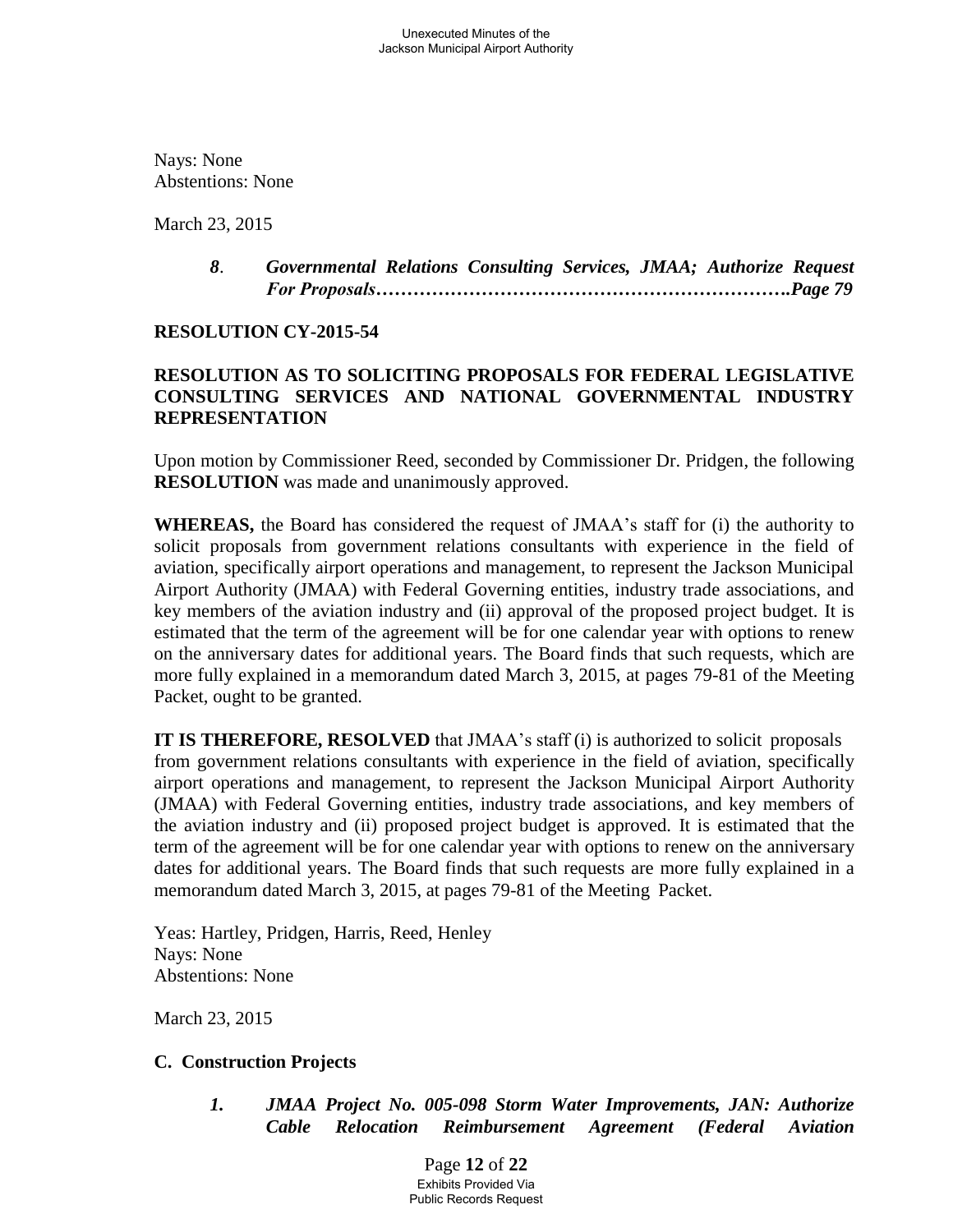Nays: None
Abstentions: None

March 23, 2015

> ***8*. *Governmental Relations Consulting Services, JMAA; Authorize Request For Proposals……………………………………………………….Page 79***

**RESOLUTION CY-2015-54**

**RESOLUTION AS TO SOLICITING PROPOSALS FOR FEDERAL LEGISLATIVE CONSULTING SERVICES AND NATIONAL GOVERNMENTAL INDUSTRY REPRESENTATION**

Upon motion by Commissioner Reed, seconded by Commissioner Dr. Pridgen, the following **RESOLUTION** was made and unanimously approved.

**WHEREAS,** the Board has considered the request of JMAA's staff for (i) the authority to solicit proposals from government relations consultants with experience in the field of aviation, specifically airport operations and management, to represent the Jackson Municipal Airport Authority (JMAA) with Federal Governing entities, industry trade associations, and key members of the aviation industry and (ii) approval of the proposed project budget. It is estimated that the term of the agreement will be for one calendar year with options to renew on the anniversary dates for additional years. The Board finds that such requests, which are more fully explained in a memorandum dated March 3, 2015, at pages 79-81 of the Meeting Packet, ought to be granted.

**IT IS THEREFORE, RESOLVED** that JMAA's staff (i) is authorized to solicit proposals from government relations consultants with experience in the field of aviation, specifically airport operations and management, to represent the Jackson Municipal Airport Authority (JMAA) with Federal Governing entities, industry trade associations, and key members of the aviation industry and (ii) proposed project budget is approved. It is estimated that the term of the agreement will be for one calendar year with options to renew on the anniversary dates for additional years. The Board finds that such requests are more fully explained in a memorandum dated March 3, 2015, at pages 79-81 of the Meeting Packet.

Yeas: Hartley, Pridgen, Harris, Reed, Henley
Nays: None
Abstentions: None

March 23, 2015

**C. Construction Projects**

> ***1. JMAA Project No. 005-098 Storm Water Improvements, JAN: Authorize Cable Relocation Reimbursement Agreement (Federal Aviation***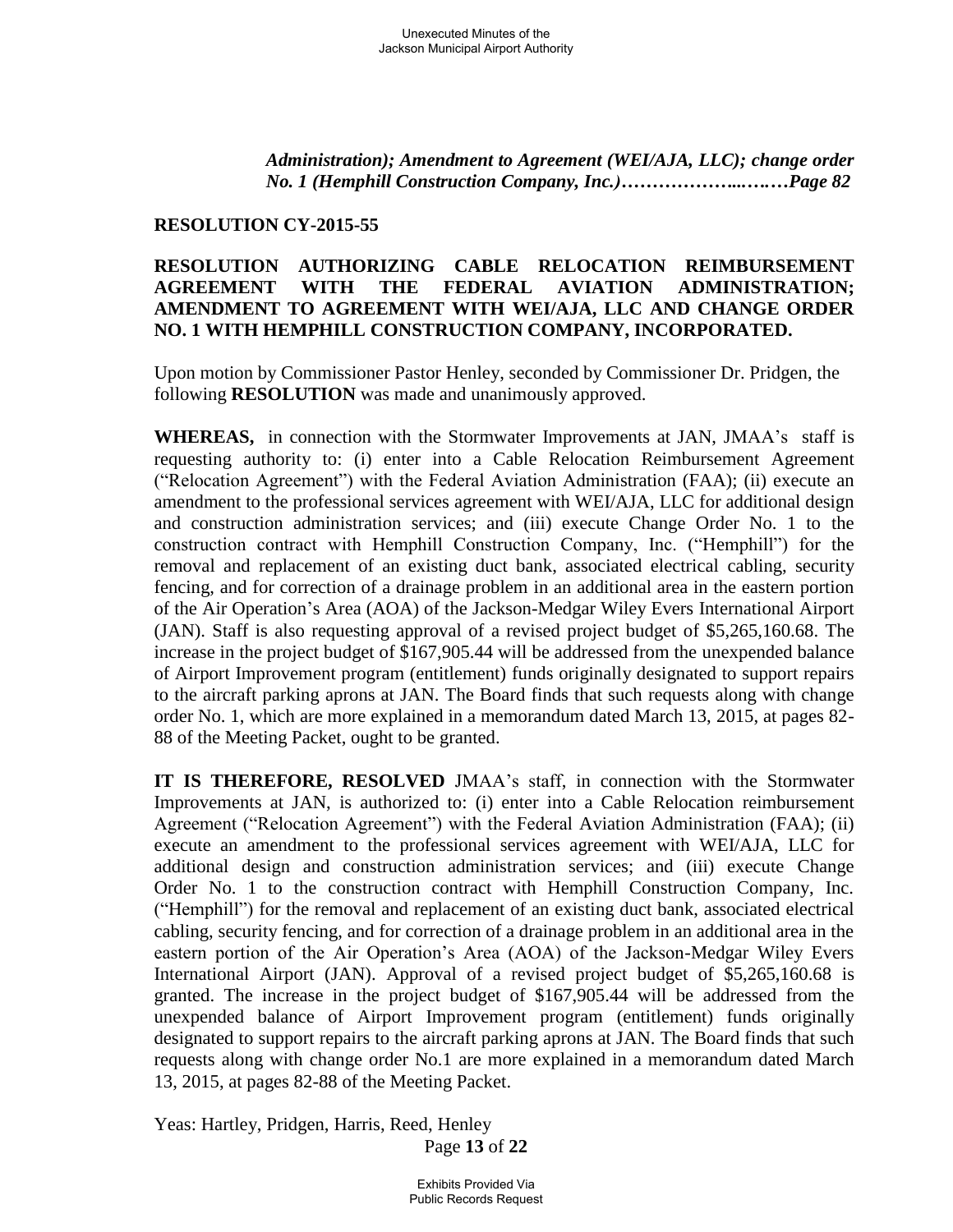*Administration); Amendment to Agreement (WEI/AJA, LLC); change order No. 1 (Hemphill Construction Company, Inc.)………………..……Page 82*

**RESOLUTION CY-2015-55**

**RESOLUTION AUTHORIZING CABLE RELOCATION REIMBURSEMENT AGREEMENT WITH THE FEDERAL AVIATION ADMINISTRATION; AMENDMENT TO AGREEMENT WITH WEI/AJA, LLC AND CHANGE ORDER NO. 1 WITH HEMPHILL CONSTRUCTION COMPANY, INCORPORATED.**

Upon motion by Commissioner Pastor Henley, seconded by Commissioner Dr. Pridgen, the following **RESOLUTION** was made and unanimously approved.

**WHEREAS,** in connection with the Stormwater Improvements at JAN, JMAA's staff is requesting authority to: (i) enter into a Cable Relocation Reimbursement Agreement ("Relocation Agreement") with the Federal Aviation Administration (FAA); (ii) execute an amendment to the professional services agreement with WEI/AJA, LLC for additional design and construction administration services; and (iii) execute Change Order No. 1 to the construction contract with Hemphill Construction Company, Inc. ("Hemphill") for the removal and replacement of an existing duct bank, associated electrical cabling, security fencing, and for correction of a drainage problem in an additional area in the eastern portion of the Air Operation's Area (AOA) of the Jackson-Medgar Wiley Evers International Airport (JAN). Staff is also requesting approval of a revised project budget of $5,265,160.68. The increase in the project budget of $167,905.44 will be addressed from the unexpended balance of Airport Improvement program (entitlement) funds originally designated to support repairs to the aircraft parking aprons at JAN. The Board finds that such requests along with change order No. 1, which are more explained in a memorandum dated March 13, 2015, at pages 82-88 of the Meeting Packet, ought to be granted.

**IT IS THEREFORE, RESOLVED** JMAA's staff, in connection with the Stormwater Improvements at JAN, is authorized to: (i) enter into a Cable Relocation reimbursement Agreement ("Relocation Agreement") with the Federal Aviation Administration (FAA); (ii) execute an amendment to the professional services agreement with WEI/AJA, LLC for additional design and construction administration services; and (iii) execute Change Order No. 1 to the construction contract with Hemphill Construction Company, Inc. ("Hemphill") for the removal and replacement of an existing duct bank, associated electrical cabling, security fencing, and for correction of a drainage problem in an additional area in the eastern portion of the Air Operation's Area (AOA) of the Jackson-Medgar Wiley Evers International Airport (JAN). Approval of a revised project budget of $5,265,160.68 is granted. The increase in the project budget of $167,905.44 will be addressed from the unexpended balance of Airport Improvement program (entitlement) funds originally designated to support repairs to the aircraft parking aprons at JAN. The Board finds that such requests along with change order No.1 are more explained in a memorandum dated March 13, 2015, at pages 82-88 of the Meeting Packet.

Yeas: Hartley, Pridgen, Harris, Reed, Henley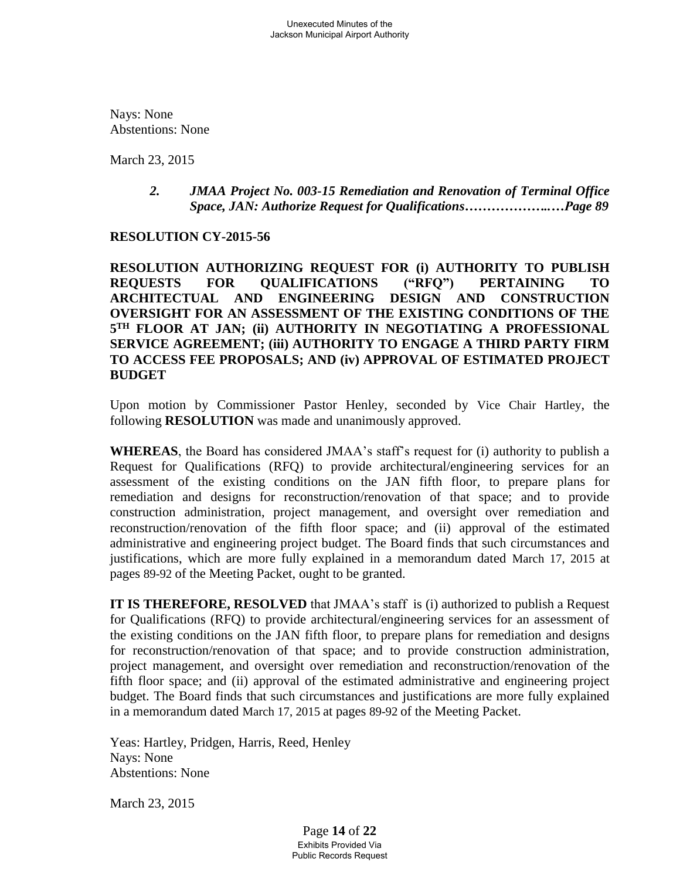Nays: None
Abstentions: None

March 23, 2015

> ***2. JMAA Project No. 003-15 Remediation and Renovation of Terminal Office Space, JAN: Authorize Request for Qualifications………………..….Page 89***

**RESOLUTION CY-2015-56**

**RESOLUTION AUTHORIZING REQUEST FOR (i) AUTHORITY TO PUBLISH REQUESTS FOR QUALIFICATIONS ("RFQ") PERTAINING TO ARCHITECTUAL AND ENGINEERING DESIGN AND CONSTRUCTION OVERSIGHT FOR AN ASSESSMENT OF THE EXISTING CONDITIONS OF THE 5TH FLOOR AT JAN; (ii) AUTHORITY IN NEGOTIATING A PROFESSIONAL SERVICE AGREEMENT; (iii) AUTHORITY TO ENGAGE A THIRD PARTY FIRM TO ACCESS FEE PROPOSALS; AND (iv) APPROVAL OF ESTIMATED PROJECT BUDGET**

Upon motion by Commissioner Pastor Henley, seconded by Vice Chair Hartley, the following **RESOLUTION** was made and unanimously approved.

**WHEREAS**, the Board has considered JMAA's staff's request for (i) authority to publish a Request for Qualifications (RFQ) to provide architectural/engineering services for an assessment of the existing conditions on the JAN fifth floor, to prepare plans for remediation and designs for reconstruction/renovation of that space; and to provide construction administration, project management, and oversight over remediation and reconstruction/renovation of the fifth floor space; and (ii) approval of the estimated administrative and engineering project budget. The Board finds that such circumstances and justifications, which are more fully explained in a memorandum dated March 17, 2015 at pages 89-92 of the Meeting Packet, ought to be granted.

**IT IS THEREFORE, RESOLVED** that JMAA's staff is (i) authorized to publish a Request for Qualifications (RFQ) to provide architectural/engineering services for an assessment of the existing conditions on the JAN fifth floor, to prepare plans for remediation and designs for reconstruction/renovation of that space; and to provide construction administration, project management, and oversight over remediation and reconstruction/renovation of the fifth floor space; and (ii) approval of the estimated administrative and engineering project budget. The Board finds that such circumstances and justifications are more fully explained in a memorandum dated March 17, 2015 at pages 89-92 of the Meeting Packet.

Yeas: Hartley, Pridgen, Harris, Reed, Henley
Nays: None
Abstentions: None

March 23, 2015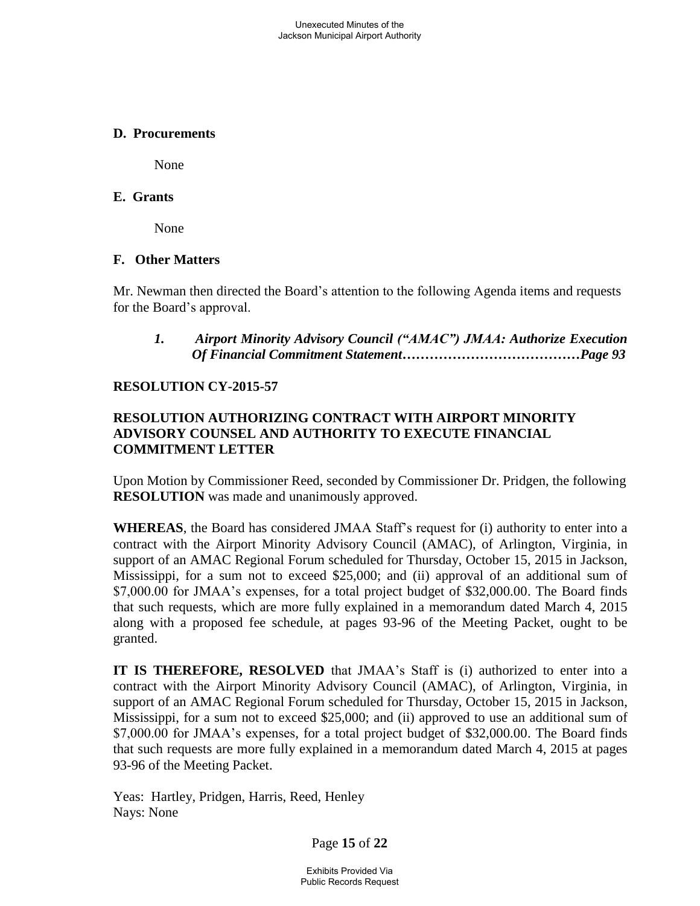**D. Procurements**

None

**E. Grants**

None

**F. Other Matters**

Mr. Newman then directed the Board's attention to the following Agenda items and requests for the Board's approval.

> ***1. Airport Minority Advisory Council ("AMAC") JMAA: Authorize Execution Of Financial Commitment Statement…………………………………Page 93***

**RESOLUTION CY-2015-57**

**RESOLUTION AUTHORIZING CONTRACT WITH AIRPORT MINORITY ADVISORY COUNSEL AND AUTHORITY TO EXECUTE FINANCIAL COMMITMENT LETTER**

Upon Motion by Commissioner Reed, seconded by Commissioner Dr. Pridgen, the following **RESOLUTION** was made and unanimously approved.

**WHEREAS**, the Board has considered JMAA Staff's request for (i) authority to enter into a contract with the Airport Minority Advisory Council (AMAC), of Arlington, Virginia, in support of an AMAC Regional Forum scheduled for Thursday, October 15, 2015 in Jackson, Mississippi, for a sum not to exceed $25,000; and (ii) approval of an additional sum of $7,000.00 for JMAA's expenses, for a total project budget of $32,000.00. The Board finds that such requests, which are more fully explained in a memorandum dated March 4, 2015 along with a proposed fee schedule, at pages 93-96 of the Meeting Packet, ought to be granted.

**IT IS THEREFORE, RESOLVED** that JMAA's Staff is (i) authorized to enter into a contract with the Airport Minority Advisory Council (AMAC), of Arlington, Virginia, in support of an AMAC Regional Forum scheduled for Thursday, October 15, 2015 in Jackson, Mississippi, for a sum not to exceed $25,000; and (ii) approved to use an additional sum of $7,000.00 for JMAA's expenses, for a total project budget of $32,000.00. The Board finds that such requests are more fully explained in a memorandum dated March 4, 2015 at pages 93-96 of the Meeting Packet.

Yeas: Hartley, Pridgen, Harris, Reed, Henley
Nays: None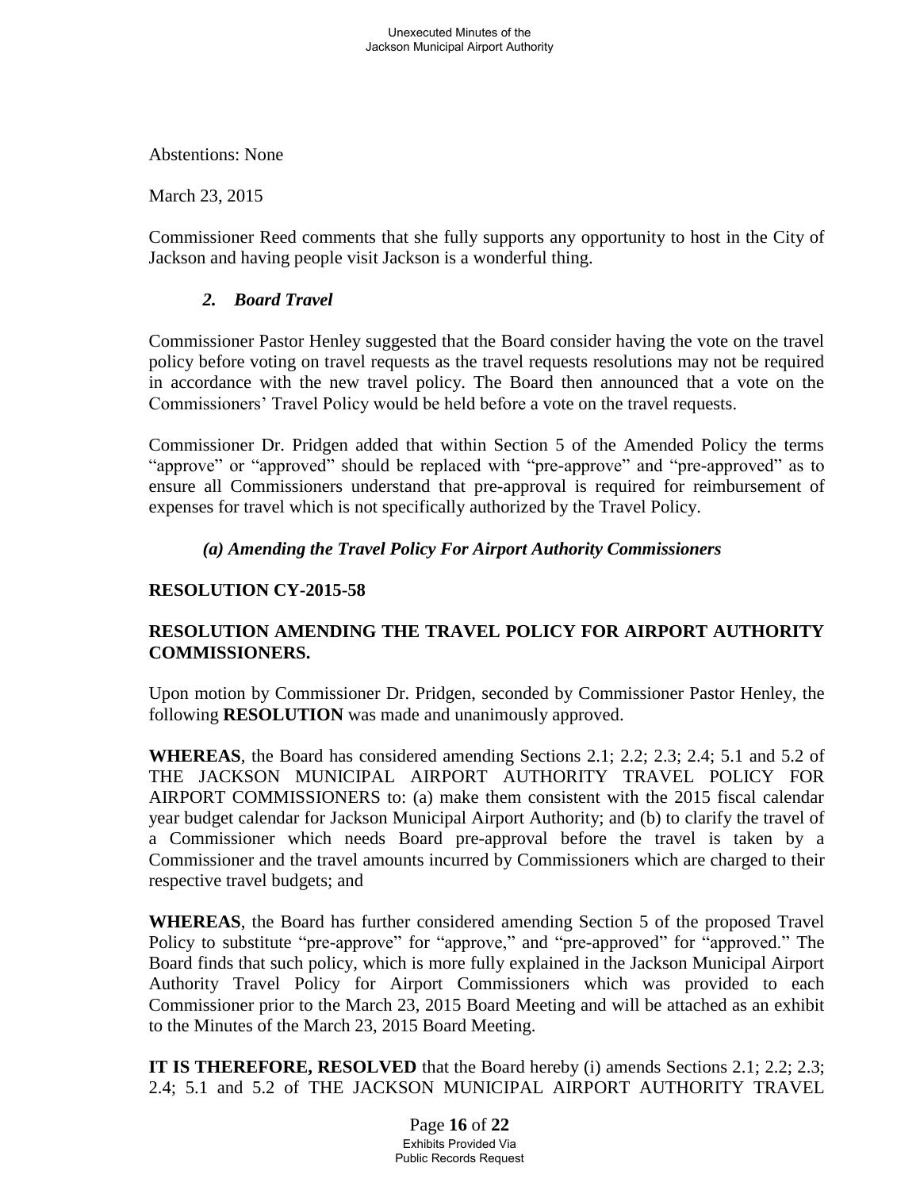Abstentions: None

March 23, 2015

Commissioner Reed comments that she fully supports any opportunity to host in the City of Jackson and having people visit Jackson is a wonderful thing.

### *2. Board Travel*

Commissioner Pastor Henley suggested that the Board consider having the vote on the travel policy before voting on travel requests as the travel requests resolutions may not be required in accordance with the new travel policy. The Board then announced that a vote on the Commissioners' Travel Policy would be held before a vote on the travel requests.

Commissioner Dr. Pridgen added that within Section 5 of the Amended Policy the terms "approve" or "approved" should be replaced with "pre-approve" and "pre-approved" as to ensure all Commissioners understand that pre-approval is required for reimbursement of expenses for travel which is not specifically authorized by the Travel Policy.

#### *(a) Amending the Travel Policy For Airport Authority Commissioners*

**RESOLUTION CY-2015-58**

**RESOLUTION AMENDING THE TRAVEL POLICY FOR AIRPORT AUTHORITY COMMISSIONERS.**

Upon motion by Commissioner Dr. Pridgen, seconded by Commissioner Pastor Henley, the following **RESOLUTION** was made and unanimously approved.

**WHEREAS**, the Board has considered amending Sections 2.1; 2.2; 2.3; 2.4; 5.1 and 5.2 of THE JACKSON MUNICIPAL AIRPORT AUTHORITY TRAVEL POLICY FOR AIRPORT COMMISSIONERS to: (a) make them consistent with the 2015 fiscal calendar year budget calendar for Jackson Municipal Airport Authority; and (b) to clarify the travel of a Commissioner which needs Board pre-approval before the travel is taken by a Commissioner and the travel amounts incurred by Commissioners which are charged to their respective travel budgets; and

**WHEREAS**, the Board has further considered amending Section 5 of the proposed Travel Policy to substitute "pre-approve" for "approve," and "pre-approved" for "approved." The Board finds that such policy, which is more fully explained in the Jackson Municipal Airport Authority Travel Policy for Airport Commissioners which was provided to each Commissioner prior to the March 23, 2015 Board Meeting and will be attached as an exhibit to the Minutes of the March 23, 2015 Board Meeting.

**IT IS THEREFORE, RESOLVED** that the Board hereby (i) amends Sections 2.1; 2.2; 2.3; 2.4; 5.1 and 5.2 of THE JACKSON MUNICIPAL AIRPORT AUTHORITY TRAVEL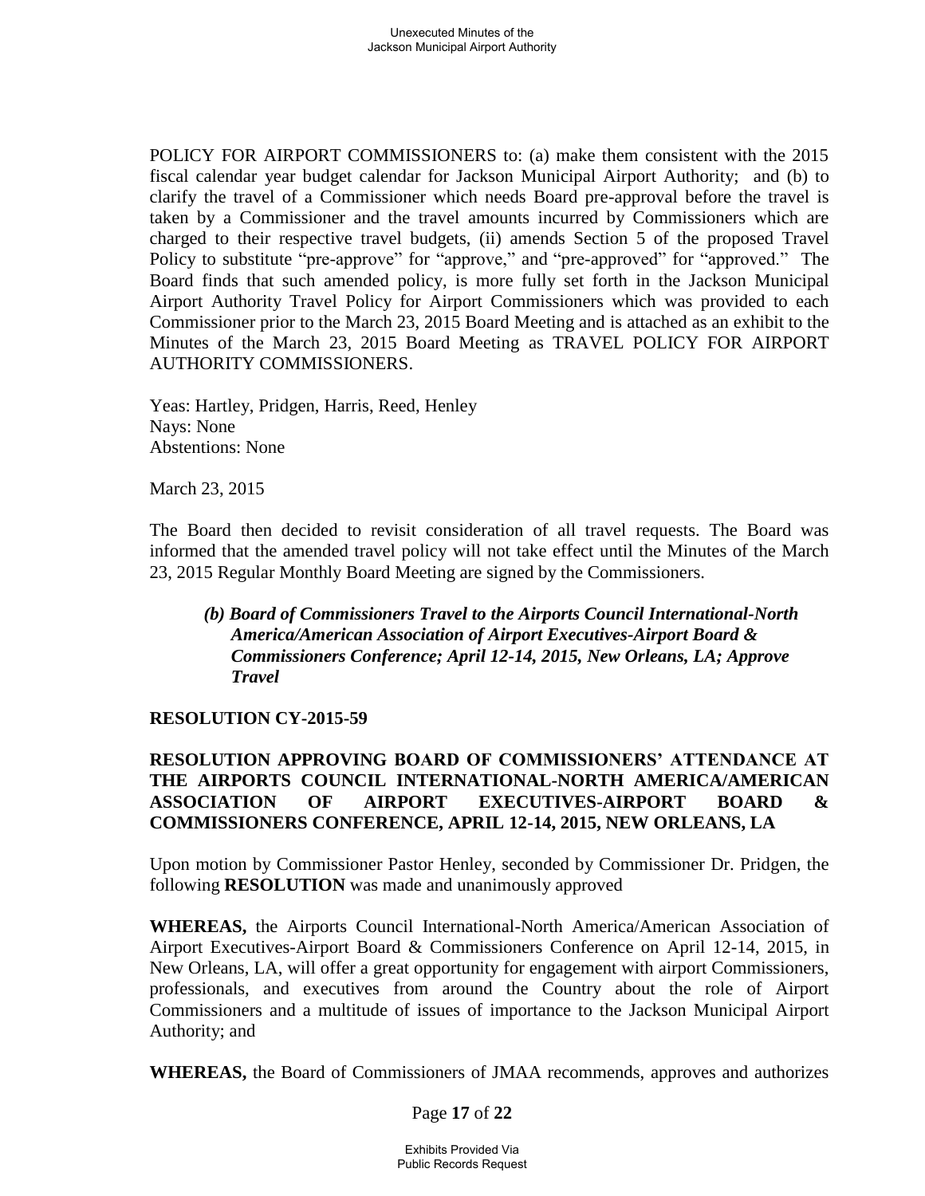POLICY FOR AIRPORT COMMISSIONERS to: (a) make them consistent with the 2015 fiscal calendar year budget calendar for Jackson Municipal Airport Authority; and (b) to clarify the travel of a Commissioner which needs Board pre-approval before the travel is taken by a Commissioner and the travel amounts incurred by Commissioners which are charged to their respective travel budgets, (ii) amends Section 5 of the proposed Travel Policy to substitute "pre-approve" for "approve," and "pre-approved" for "approved." The Board finds that such amended policy, is more fully set forth in the Jackson Municipal Airport Authority Travel Policy for Airport Commissioners which was provided to each Commissioner prior to the March 23, 2015 Board Meeting and is attached as an exhibit to the Minutes of the March 23, 2015 Board Meeting as TRAVEL POLICY FOR AIRPORT AUTHORITY COMMISSIONERS.

Yeas: Hartley, Pridgen, Harris, Reed, Henley
Nays: None
Abstentions: None

March 23, 2015

The Board then decided to revisit consideration of all travel requests. The Board was informed that the amended travel policy will not take effect until the Minutes of the March 23, 2015 Regular Monthly Board Meeting are signed by the Commissioners.

***(b) Board of Commissioners Travel to the Airports Council International-North America/American Association of Airport Executives-Airport Board & Commissioners Conference; April 12-14, 2015, New Orleans, LA; Approve Travel***

**RESOLUTION CY-2015-59**

**RESOLUTION APPROVING BOARD OF COMMISSIONERS' ATTENDANCE AT THE AIRPORTS COUNCIL INTERNATIONAL-NORTH AMERICA/AMERICAN ASSOCIATION OF AIRPORT EXECUTIVES-AIRPORT BOARD & COMMISSIONERS CONFERENCE, APRIL 12-14, 2015, NEW ORLEANS, LA**

Upon motion by Commissioner Pastor Henley, seconded by Commissioner Dr. Pridgen, the following **RESOLUTION** was made and unanimously approved

**WHEREAS,** the Airports Council International-North America/American Association of Airport Executives-Airport Board & Commissioners Conference on April 12-14, 2015, in New Orleans, LA, will offer a great opportunity for engagement with airport Commissioners, professionals, and executives from around the Country about the role of Airport Commissioners and a multitude of issues of importance to the Jackson Municipal Airport Authority; and

**WHEREAS,** the Board of Commissioners of JMAA recommends, approves and authorizes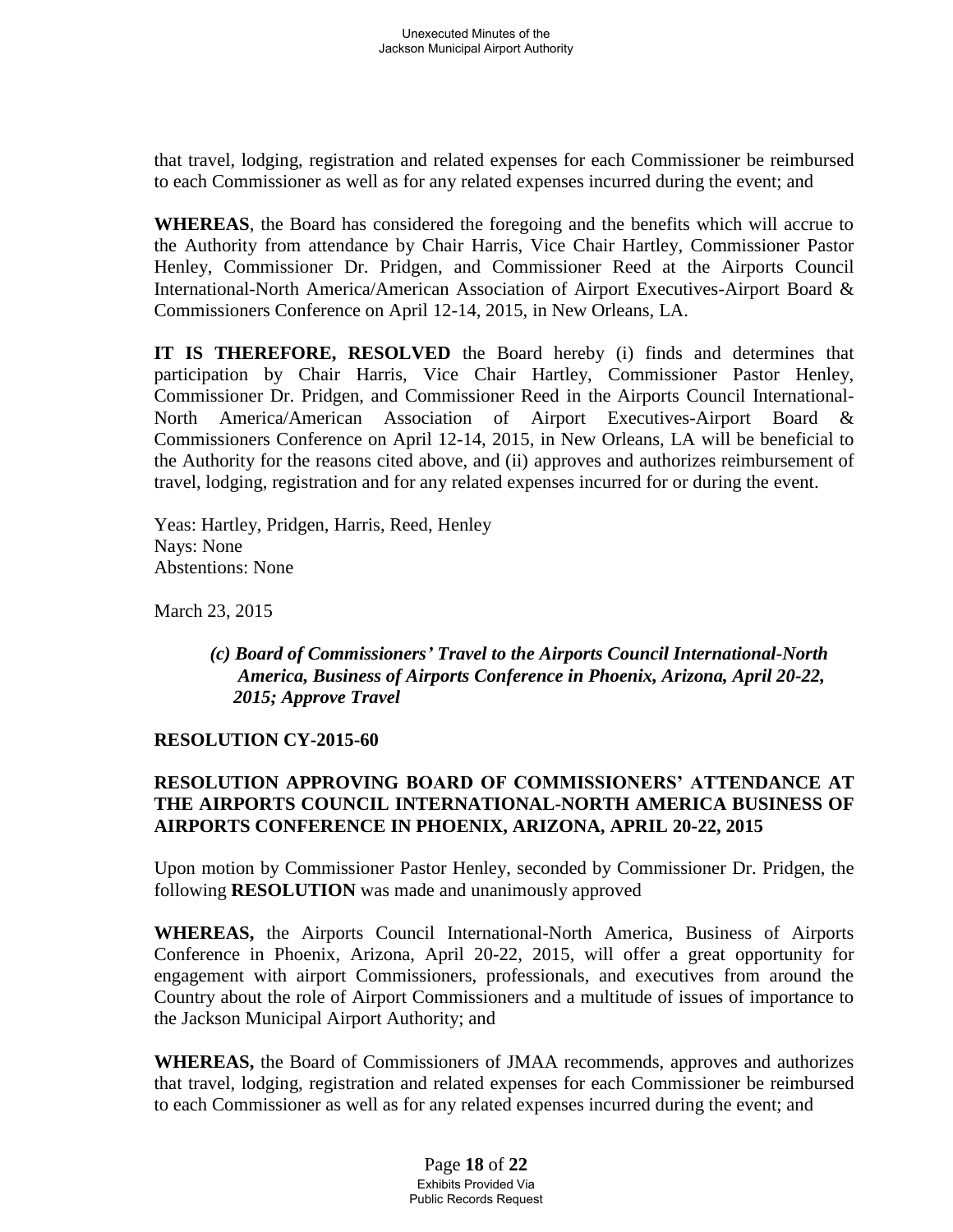that travel, lodging, registration and related expenses for each Commissioner be reimbursed to each Commissioner as well as for any related expenses incurred during the event; and

**WHEREAS**, the Board has considered the foregoing and the benefits which will accrue to the Authority from attendance by Chair Harris, Vice Chair Hartley, Commissioner Pastor Henley, Commissioner Dr. Pridgen, and Commissioner Reed at the Airports Council International-North America/American Association of Airport Executives-Airport Board & Commissioners Conference on April 12-14, 2015, in New Orleans, LA.

**IT IS THEREFORE, RESOLVED** the Board hereby (i) finds and determines that participation by Chair Harris, Vice Chair Hartley, Commissioner Pastor Henley, Commissioner Dr. Pridgen, and Commissioner Reed in the Airports Council International-North America/American Association of Airport Executives-Airport Board & Commissioners Conference on April 12-14, 2015, in New Orleans, LA will be beneficial to the Authority for the reasons cited above, and (ii) approves and authorizes reimbursement of travel, lodging, registration and for any related expenses incurred for or during the event.

Yeas: Hartley, Pridgen, Harris, Reed, Henley
Nays: None
Abstentions: None

March 23, 2015

> ***(c) Board of Commissioners' Travel to the Airports Council International-North America, Business of Airports Conference in Phoenix, Arizona, April 20-22, 2015; Approve Travel***

**RESOLUTION CY-2015-60**

**RESOLUTION APPROVING BOARD OF COMMISSIONERS' ATTENDANCE AT THE AIRPORTS COUNCIL INTERNATIONAL-NORTH AMERICA BUSINESS OF AIRPORTS CONFERENCE IN PHOENIX, ARIZONA, APRIL 20-22, 2015**

Upon motion by Commissioner Pastor Henley, seconded by Commissioner Dr. Pridgen, the following **RESOLUTION** was made and unanimously approved

**WHEREAS,** the Airports Council International-North America, Business of Airports Conference in Phoenix, Arizona, April 20-22, 2015, will offer a great opportunity for engagement with airport Commissioners, professionals, and executives from around the Country about the role of Airport Commissioners and a multitude of issues of importance to the Jackson Municipal Airport Authority; and

**WHEREAS,** the Board of Commissioners of JMAA recommends, approves and authorizes that travel, lodging, registration and related expenses for each Commissioner be reimbursed to each Commissioner as well as for any related expenses incurred during the event; and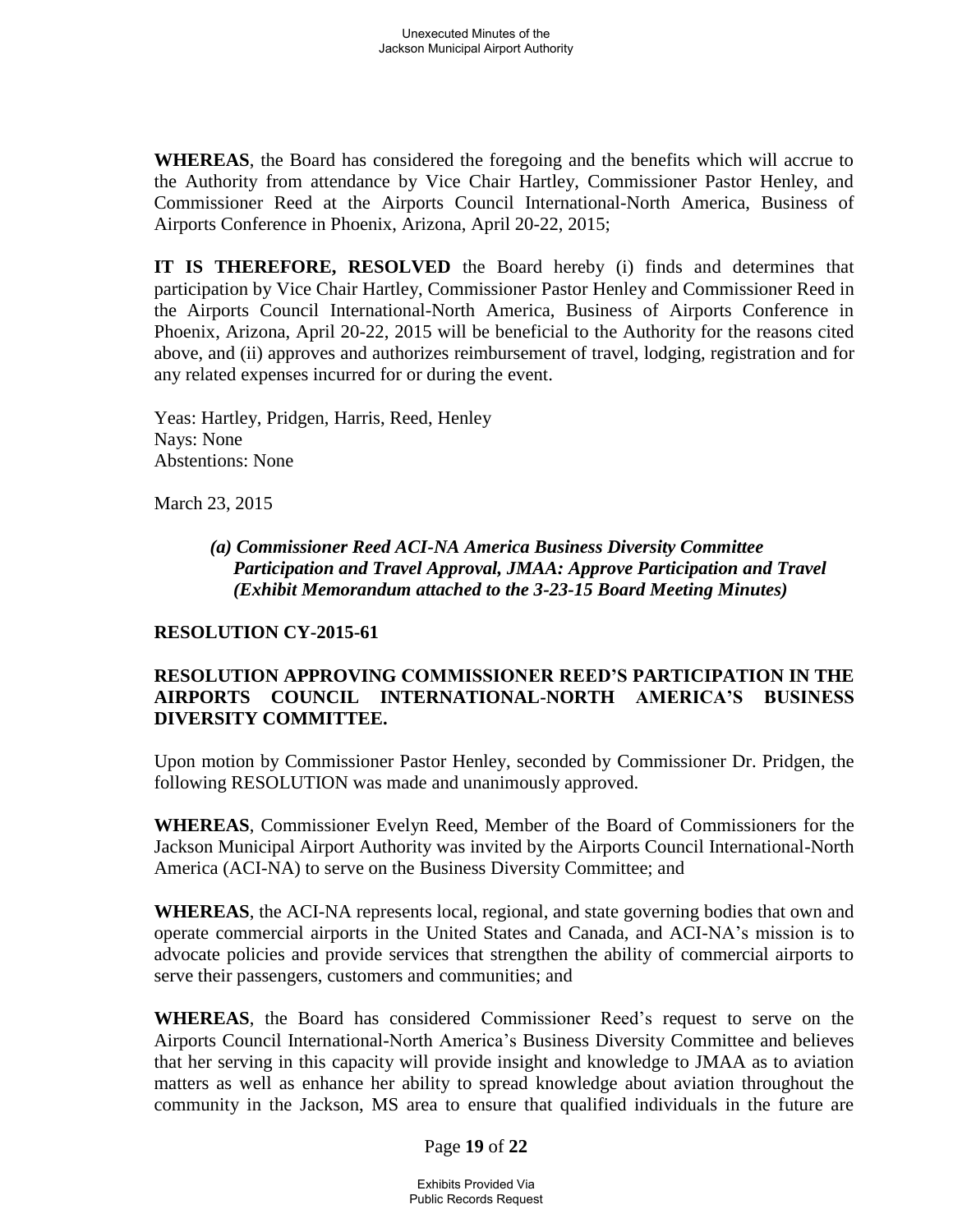**WHEREAS**, the Board has considered the foregoing and the benefits which will accrue to the Authority from attendance by Vice Chair Hartley, Commissioner Pastor Henley, and Commissioner Reed at the Airports Council International-North America, Business of Airports Conference in Phoenix, Arizona, April 20-22, 2015;

**IT IS THEREFORE, RESOLVED** the Board hereby (i) finds and determines that participation by Vice Chair Hartley, Commissioner Pastor Henley and Commissioner Reed in the Airports Council International-North America, Business of Airports Conference in Phoenix, Arizona, April 20-22, 2015 will be beneficial to the Authority for the reasons cited above, and (ii) approves and authorizes reimbursement of travel, lodging, registration and for any related expenses incurred for or during the event.

Yeas: Hartley, Pridgen, Harris, Reed, Henley
Nays: None
Abstentions: None

March 23, 2015

***(a) Commissioner Reed ACI-NA America Business Diversity Committee Participation and Travel Approval, JMAA: Approve Participation and Travel (Exhibit Memorandum attached to the 3-23-15 Board Meeting Minutes)***

**RESOLUTION CY-2015-61**

**RESOLUTION APPROVING COMMISSIONER REED'S PARTICIPATION IN THE AIRPORTS COUNCIL INTERNATIONAL-NORTH AMERICA'S BUSINESS DIVERSITY COMMITTEE.**

Upon motion by Commissioner Pastor Henley, seconded by Commissioner Dr. Pridgen, the following RESOLUTION was made and unanimously approved.

**WHEREAS**, Commissioner Evelyn Reed, Member of the Board of Commissioners for the Jackson Municipal Airport Authority was invited by the Airports Council International-North America (ACI-NA) to serve on the Business Diversity Committee; and

**WHEREAS**, the ACI-NA represents local, regional, and state governing bodies that own and operate commercial airports in the United States and Canada, and ACI-NA's mission is to advocate policies and provide services that strengthen the ability of commercial airports to serve their passengers, customers and communities; and

**WHEREAS**, the Board has considered Commissioner Reed's request to serve on the Airports Council International-North America's Business Diversity Committee and believes that her serving in this capacity will provide insight and knowledge to JMAA as to aviation matters as well as enhance her ability to spread knowledge about aviation throughout the community in the Jackson, MS area to ensure that qualified individuals in the future are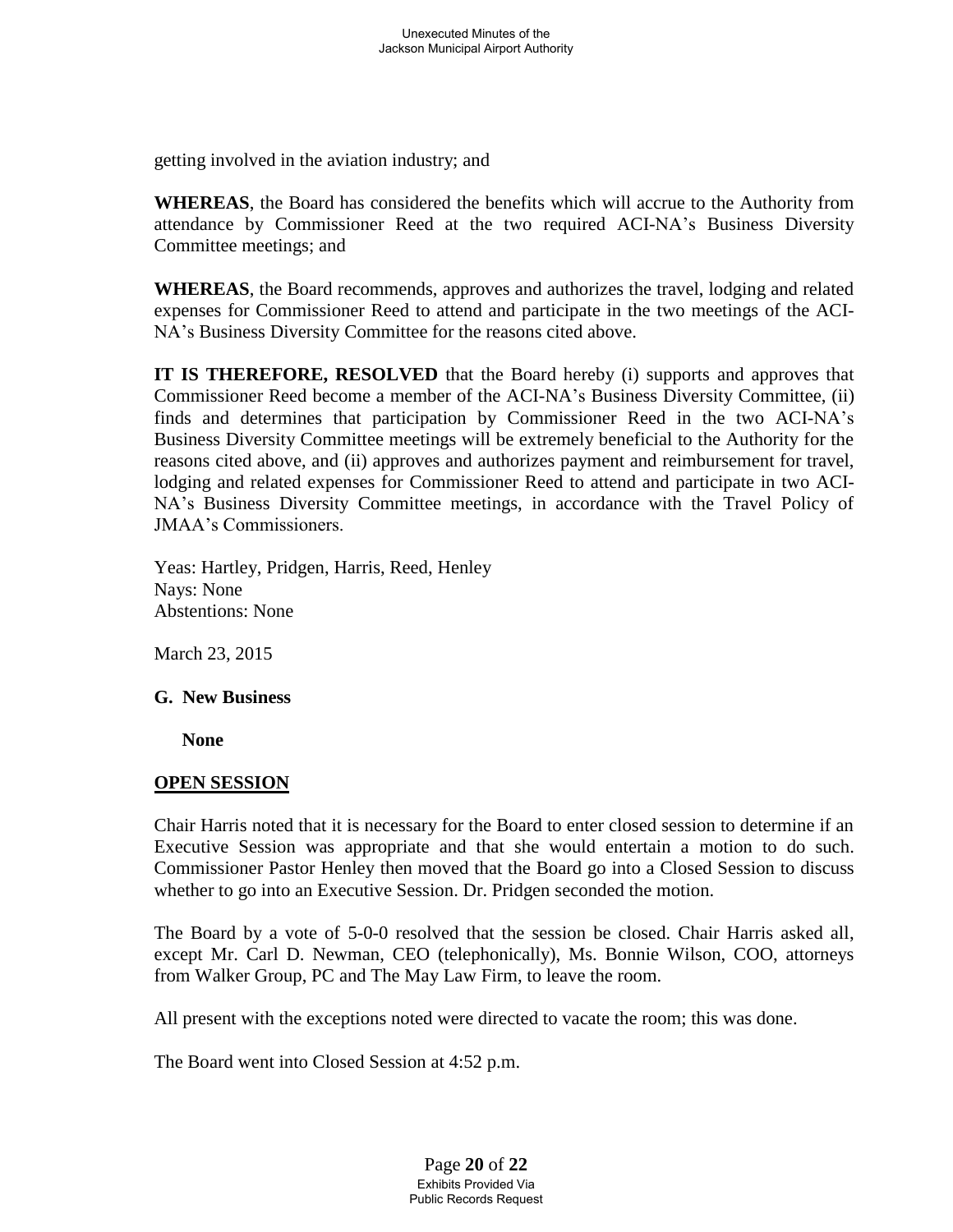getting involved in the aviation industry; and

**WHEREAS**, the Board has considered the benefits which will accrue to the Authority from attendance by Commissioner Reed at the two required ACI-NA's Business Diversity Committee meetings; and

**WHEREAS**, the Board recommends, approves and authorizes the travel, lodging and related expenses for Commissioner Reed to attend and participate in the two meetings of the ACI-NA's Business Diversity Committee for the reasons cited above.

**IT IS THEREFORE, RESOLVED** that the Board hereby (i) supports and approves that Commissioner Reed become a member of the ACI-NA's Business Diversity Committee, (ii) finds and determines that participation by Commissioner Reed in the two ACI-NA's Business Diversity Committee meetings will be extremely beneficial to the Authority for the reasons cited above, and (ii) approves and authorizes payment and reimbursement for travel, lodging and related expenses for Commissioner Reed to attend and participate in two ACI-NA's Business Diversity Committee meetings, in accordance with the Travel Policy of JMAA's Commissioners.

Yeas: Hartley, Pridgen, Harris, Reed, Henley
Nays: None
Abstentions: None

March 23, 2015

**G. New Business**

**None**

## OPEN SESSION

Chair Harris noted that it is necessary for the Board to enter closed session to determine if an Executive Session was appropriate and that she would entertain a motion to do such. Commissioner Pastor Henley then moved that the Board go into a Closed Session to discuss whether to go into an Executive Session. Dr. Pridgen seconded the motion.

The Board by a vote of 5-0-0 resolved that the session be closed. Chair Harris asked all, except Mr. Carl D. Newman, CEO (telephonically), Ms. Bonnie Wilson, COO, attorneys from Walker Group, PC and The May Law Firm, to leave the room.

All present with the exceptions noted were directed to vacate the room; this was done.

The Board went into Closed Session at 4:52 p.m.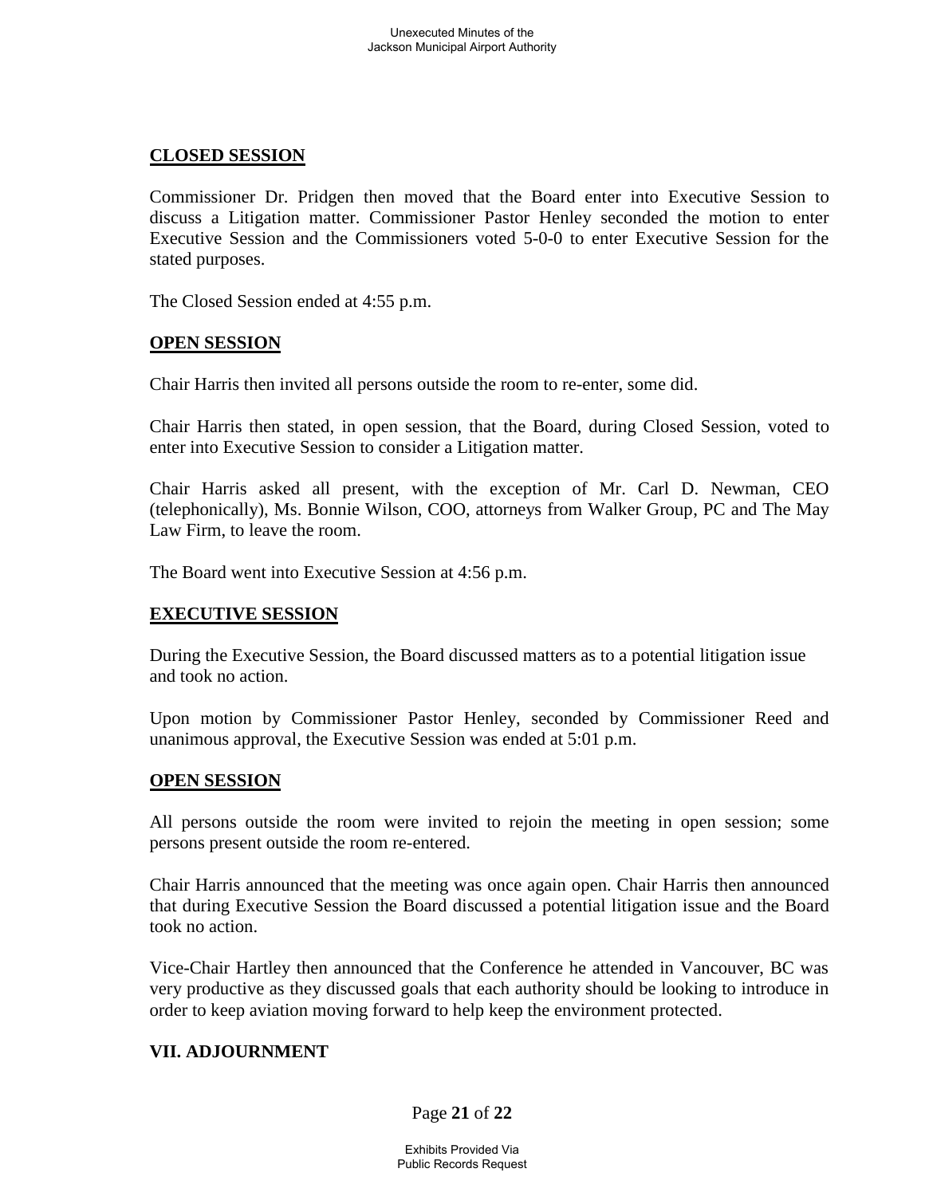**CLOSED SESSION**

Commissioner Dr. Pridgen then moved that the Board enter into Executive Session to discuss a Litigation matter. Commissioner Pastor Henley seconded the motion to enter Executive Session and the Commissioners voted 5-0-0 to enter Executive Session for the stated purposes.

The Closed Session ended at 4:55 p.m.

**OPEN SESSION**

Chair Harris then invited all persons outside the room to re-enter, some did.

Chair Harris then stated, in open session, that the Board, during Closed Session, voted to enter into Executive Session to consider a Litigation matter.

Chair Harris asked all present, with the exception of Mr. Carl D. Newman, CEO (telephonically), Ms. Bonnie Wilson, COO, attorneys from Walker Group, PC and The May Law Firm, to leave the room.

The Board went into Executive Session at 4:56 p.m.

**EXECUTIVE SESSION**

During the Executive Session, the Board discussed matters as to a potential litigation issue and took no action.

Upon motion by Commissioner Pastor Henley, seconded by Commissioner Reed and unanimous approval, the Executive Session was ended at 5:01 p.m.

**OPEN SESSION**

All persons outside the room were invited to rejoin the meeting in open session; some persons present outside the room re-entered.

Chair Harris announced that the meeting was once again open. Chair Harris then announced that during Executive Session the Board discussed a potential litigation issue and the Board took no action.

Vice-Chair Hartley then announced that the Conference he attended in Vancouver, BC was very productive as they discussed goals that each authority should be looking to introduce in order to keep aviation moving forward to help keep the environment protected.

**VII. ADJOURNMENT**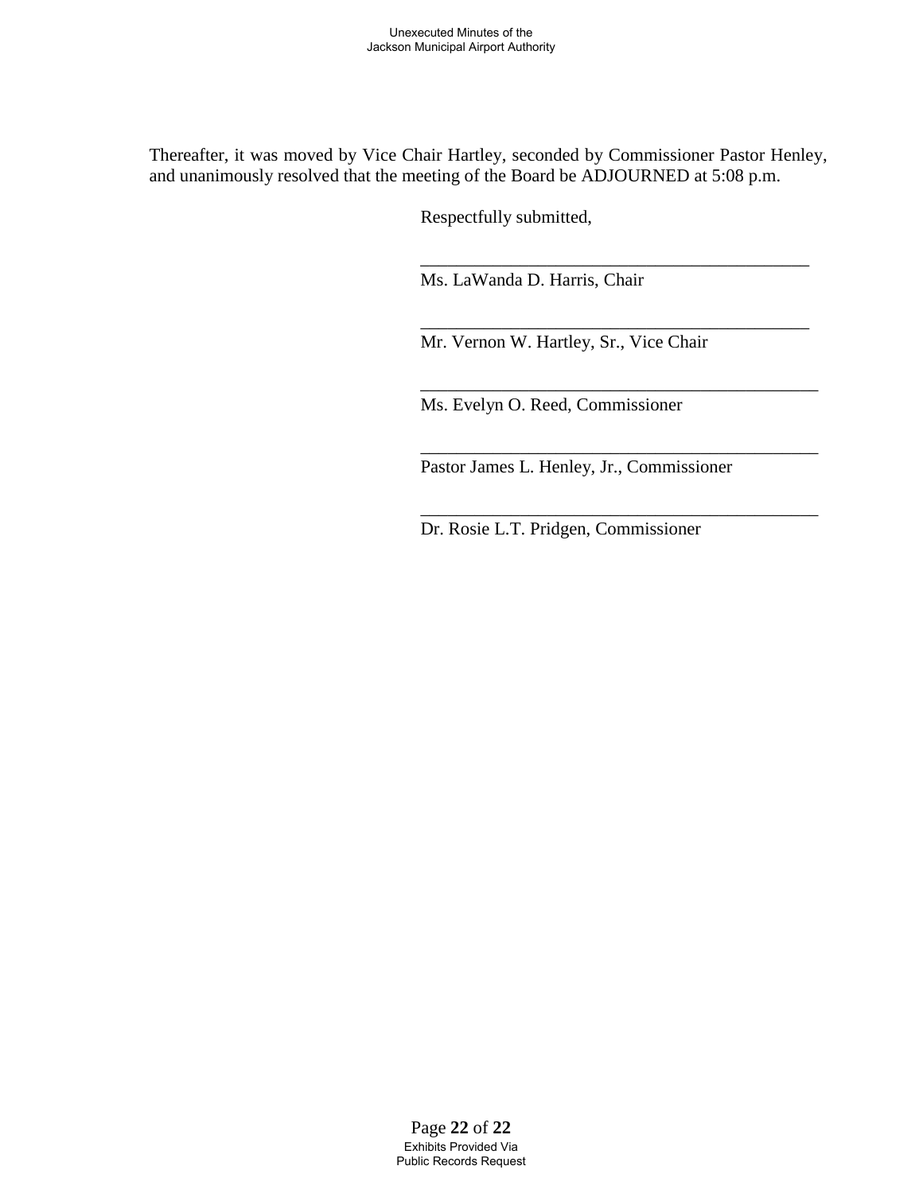Thereafter, it was moved by Vice Chair Hartley, seconded by Commissioner Pastor Henley, and unanimously resolved that the meeting of the Board be ADJOURNED at 5:08 p.m.

Respectfully submitted,

\_\_\_\_\_\_\_\_\_\_\_\_\_\_\_\_\_\_\_\_\_\_\_\_\_\_\_\_\_\_\_\_\_\_\_\_\_\_\_\_\_\_\_\_
Ms. LaWanda D. Harris, Chair

\_\_\_\_\_\_\_\_\_\_\_\_\_\_\_\_\_\_\_\_\_\_\_\_\_\_\_\_\_\_\_\_\_\_\_\_\_\_\_\_\_\_\_\_
Mr. Vernon W. Hartley, Sr., Vice Chair

\_\_\_\_\_\_\_\_\_\_\_\_\_\_\_\_\_\_\_\_\_\_\_\_\_\_\_\_\_\_\_\_\_\_\_\_\_\_\_\_\_\_\_\_
Ms. Evelyn O. Reed, Commissioner

\_\_\_\_\_\_\_\_\_\_\_\_\_\_\_\_\_\_\_\_\_\_\_\_\_\_\_\_\_\_\_\_\_\_\_\_\_\_\_\_\_\_\_\_
Pastor James L. Henley, Jr., Commissioner

\_\_\_\_\_\_\_\_\_\_\_\_\_\_\_\_\_\_\_\_\_\_\_\_\_\_\_\_\_\_\_\_\_\_\_\_\_\_\_\_\_\_\_\_
Dr. Rosie L.T. Pridgen, Commissioner